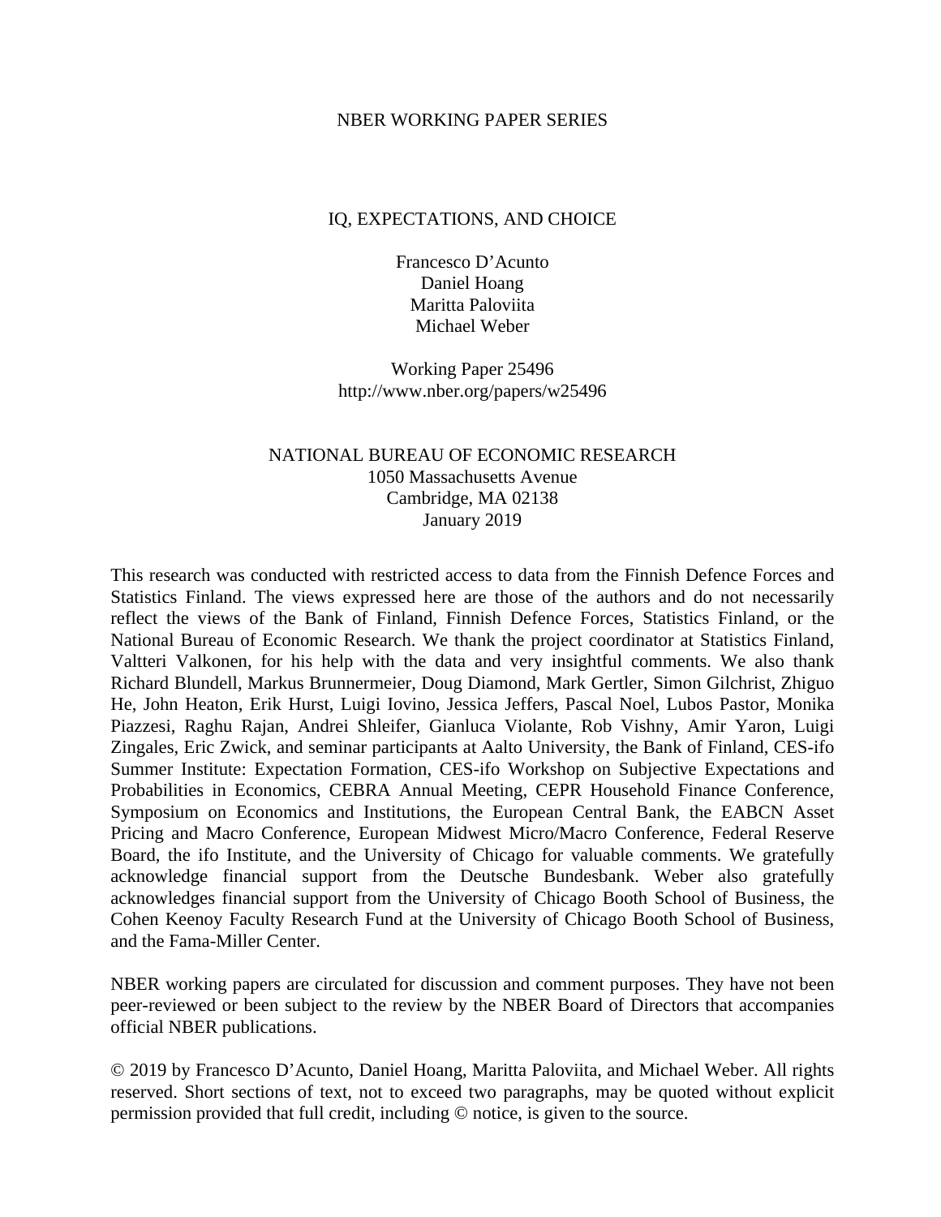NBER WORKING PAPER SERIES

# IQ, EXPECTATIONS, AND CHOICE

Francesco D'Acunto
Daniel Hoang
Maritta Paloviita
Michael Weber

Working Paper 25496
http://www.nber.org/papers/w25496

NATIONAL BUREAU OF ECONOMIC RESEARCH
1050 Massachusetts Avenue
Cambridge, MA 02138
January 2019

This research was conducted with restricted access to data from the Finnish Defence Forces and Statistics Finland. The views expressed here are those of the authors and do not necessarily reflect the views of the Bank of Finland, Finnish Defence Forces, Statistics Finland, or the National Bureau of Economic Research. We thank the project coordinator at Statistics Finland, Valtteri Valkonen, for his help with the data and very insightful comments. We also thank Richard Blundell, Markus Brunnermeier, Doug Diamond, Mark Gertler, Simon Gilchrist, Zhiguo He, John Heaton, Erik Hurst, Luigi Iovino, Jessica Jeffers, Pascal Noel, Lubos Pastor, Monika Piazzesi, Raghu Rajan, Andrei Shleifer, Gianluca Violante, Rob Vishny, Amir Yaron, Luigi Zingales, Eric Zwick, and seminar participants at Aalto University, the Bank of Finland, CES-ifo Summer Institute: Expectation Formation, CES-ifo Workshop on Subjective Expectations and Probabilities in Economics, CEBRA Annual Meeting, CEPR Household Finance Conference, Symposium on Economics and Institutions, the European Central Bank, the EABCN Asset Pricing and Macro Conference, European Midwest Micro/Macro Conference, Federal Reserve Board, the ifo Institute, and the University of Chicago for valuable comments. We gratefully acknowledge financial support from the Deutsche Bundesbank. Weber also gratefully acknowledges financial support from the University of Chicago Booth School of Business, the Cohen Keenoy Faculty Research Fund at the University of Chicago Booth School of Business, and the Fama-Miller Center.

NBER working papers are circulated for discussion and comment purposes. They have not been peer-reviewed or been subject to the review by the NBER Board of Directors that accompanies official NBER publications.

© 2019 by Francesco D'Acunto, Daniel Hoang, Maritta Paloviita, and Michael Weber. All rights reserved. Short sections of text, not to exceed two paragraphs, may be quoted without explicit permission provided that full credit, including © notice, is given to the source.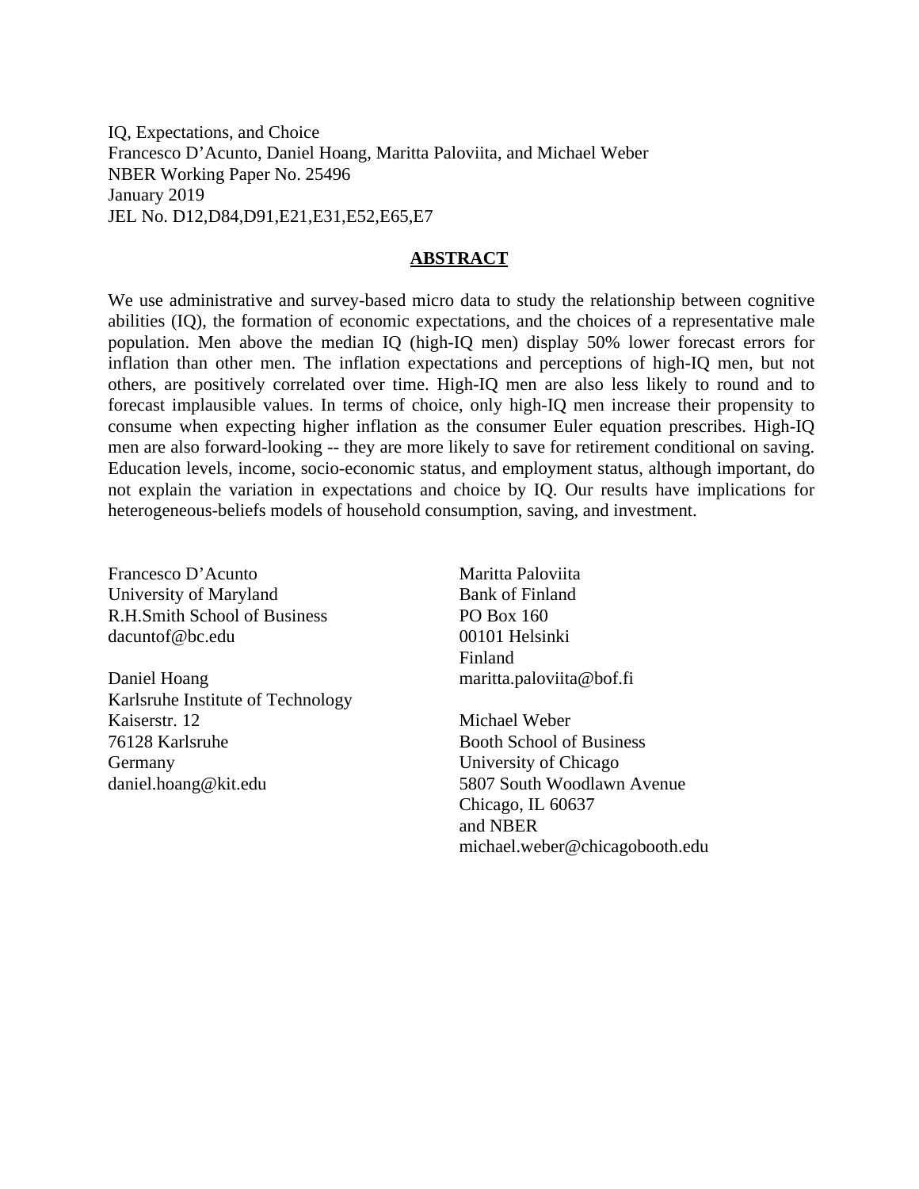IQ, Expectations, and Choice
Francesco D'Acunto, Daniel Hoang, Maritta Paloviita, and Michael Weber
NBER Working Paper No. 25496
January 2019
JEL No. D12,D84,D91,E21,E31,E52,E65,E7

## ABSTRACT

We use administrative and survey-based micro data to study the relationship between cognitive abilities (IQ), the formation of economic expectations, and the choices of a representative male population. Men above the median IQ (high-IQ men) display 50% lower forecast errors for inflation than other men. The inflation expectations and perceptions of high-IQ men, but not others, are positively correlated over time. High-IQ men are also less likely to round and to forecast implausible values. In terms of choice, only high-IQ men increase their propensity to consume when expecting higher inflation as the consumer Euler equation prescribes. High-IQ men are also forward-looking -- they are more likely to save for retirement conditional on saving. Education levels, income, socio-economic status, and employment status, although important, do not explain the variation in expectations and choice by IQ. Our results have implications for heterogeneous-beliefs models of household consumption, saving, and investment.

Francesco D'Acunto
University of Maryland
R.H.Smith School of Business
dacuntof@bc.edu

Daniel Hoang
Karlsruhe Institute of Technology
Kaiserstr. 12
76128 Karlsruhe
Germany
daniel.hoang@kit.edu

Maritta Paloviita
Bank of Finland
PO Box 160
00101 Helsinki
Finland
maritta.paloviita@bof.fi

Michael Weber
Booth School of Business
University of Chicago
5807 South Woodlawn Avenue
Chicago, IL 60637
and NBER
michael.weber@chicagobooth.edu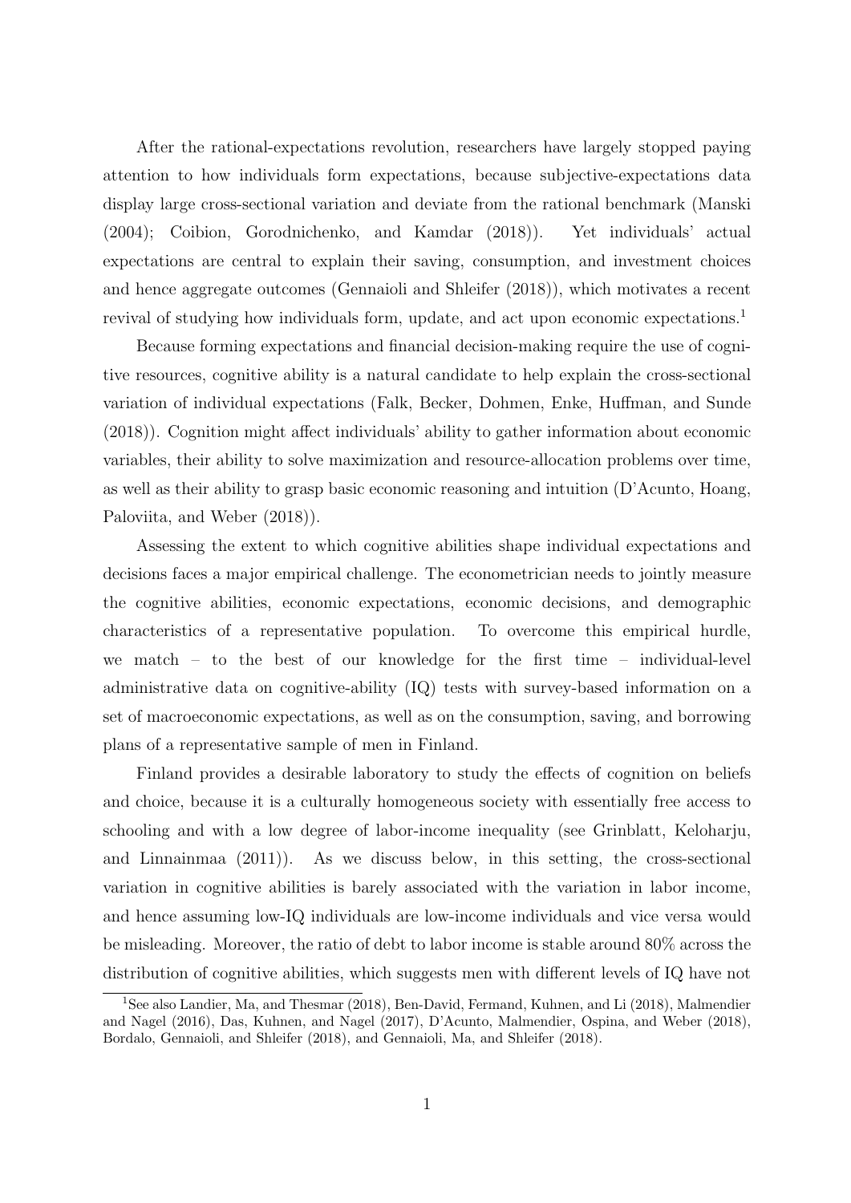After the rational-expectations revolution, researchers have largely stopped paying attention to how individuals form expectations, because subjective-expectations data display large cross-sectional variation and deviate from the rational benchmark (Manski (2004); Coibion, Gorodnichenko, and Kamdar (2018)). Yet individuals' actual expectations are central to explain their saving, consumption, and investment choices and hence aggregate outcomes (Gennaioli and Shleifer (2018)), which motivates a recent revival of studying how individuals form, update, and act upon economic expectations.[1]

Because forming expectations and financial decision-making require the use of cognitive resources, cognitive ability is a natural candidate to help explain the cross-sectional variation of individual expectations (Falk, Becker, Dohmen, Enke, Huffman, and Sunde (2018)). Cognition might affect individuals' ability to gather information about economic variables, their ability to solve maximization and resource-allocation problems over time, as well as their ability to grasp basic economic reasoning and intuition (D'Acunto, Hoang, Paloviita, and Weber (2018)).

Assessing the extent to which cognitive abilities shape individual expectations and decisions faces a major empirical challenge. The econometrician needs to jointly measure the cognitive abilities, economic expectations, economic decisions, and demographic characteristics of a representative population. To overcome this empirical hurdle, we match – to the best of our knowledge for the first time – individual-level administrative data on cognitive-ability (IQ) tests with survey-based information on a set of macroeconomic expectations, as well as on the consumption, saving, and borrowing plans of a representative sample of men in Finland.

Finland provides a desirable laboratory to study the effects of cognition on beliefs and choice, because it is a culturally homogeneous society with essentially free access to schooling and with a low degree of labor-income inequality (see Grinblatt, Keloharju, and Linnainmaa (2011)). As we discuss below, in this setting, the cross-sectional variation in cognitive abilities is barely associated with the variation in labor income, and hence assuming low-IQ individuals are low-income individuals and vice versa would be misleading. Moreover, the ratio of debt to labor income is stable around 80% across the distribution of cognitive abilities, which suggests men with different levels of IQ have not

[1] See also Landier, Ma, and Thesmar (2018), Ben-David, Fermand, Kuhnen, and Li (2018), Malmendier and Nagel (2016), Das, Kuhnen, and Nagel (2017), D'Acunto, Malmendier, Ospina, and Weber (2018), Bordalo, Gennaioli, and Shleifer (2018), and Gennaioli, Ma, and Shleifer (2018).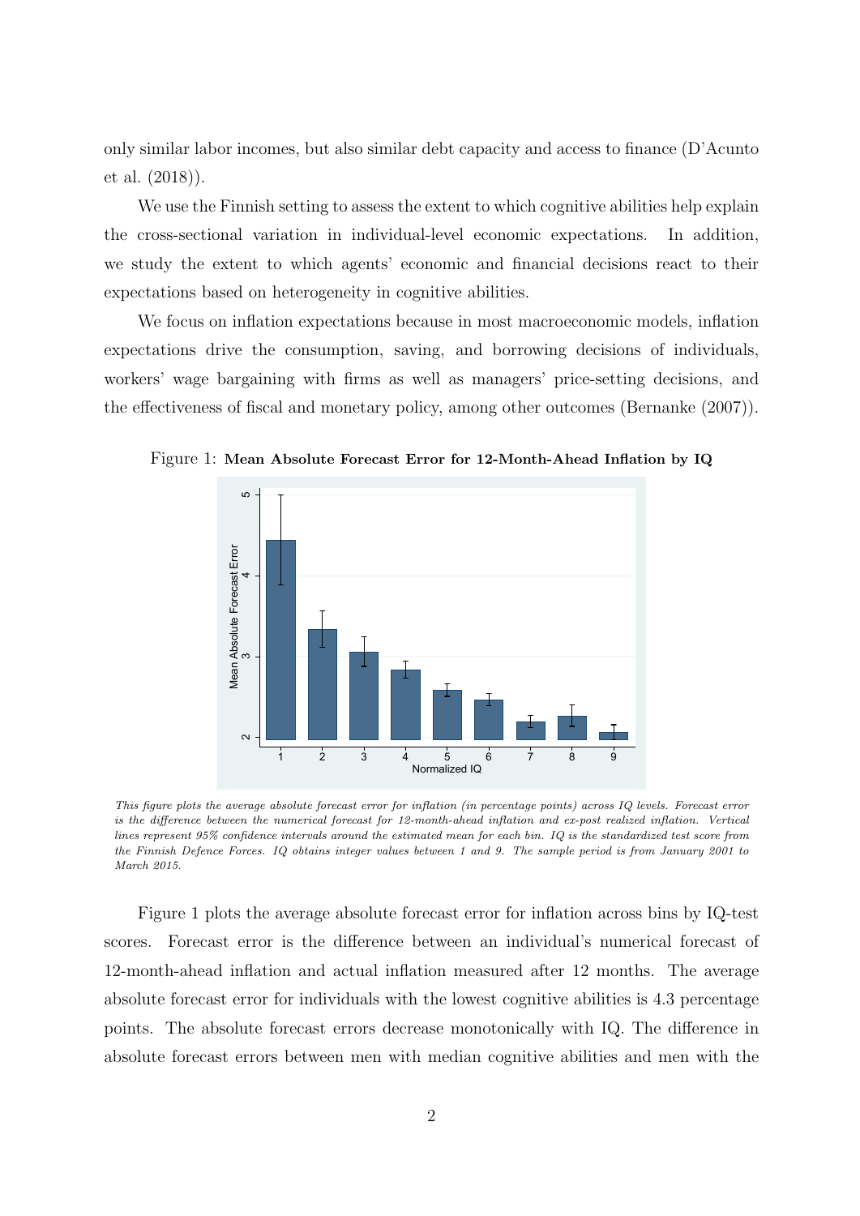only similar labor incomes, but also similar debt capacity and access to finance (D'Acunto et al. (2018)).

We use the Finnish setting to assess the extent to which cognitive abilities help explain the cross-sectional variation in individual-level economic expectations. In addition, we study the extent to which agents' economic and financial decisions react to their expectations based on heterogeneity in cognitive abilities.

We focus on inflation expectations because in most macroeconomic models, inflation expectations drive the consumption, saving, and borrowing decisions of individuals, workers' wage bargaining with firms as well as managers' price-setting decisions, and the effectiveness of fiscal and monetary policy, among other outcomes (Bernanke (2007)).

Figure 1: **Mean Absolute Forecast Error for 12-Month-Ahead Inflation by IQ**

*This figure plots the average absolute forecast error for inflation (in percentage points) across IQ levels. Forecast error is the difference between the numerical forecast for 12-month-ahead inflation and ex-post realized inflation. Vertical lines represent 95% confidence intervals around the estimated mean for each bin. IQ is the standardized test score from the Finnish Defence Forces. IQ obtains integer values between 1 and 9. The sample period is from January 2001 to March 2015.*

Figure 1 plots the average absolute forecast error for inflation across bins by IQ-test scores. Forecast error is the difference between an individual's numerical forecast of 12-month-ahead inflation and actual inflation measured after 12 months. The average absolute forecast error for individuals with the lowest cognitive abilities is 4.3 percentage points. The absolute forecast errors decrease monotonically with IQ. The difference in absolute forecast errors between men with median cognitive abilities and men with the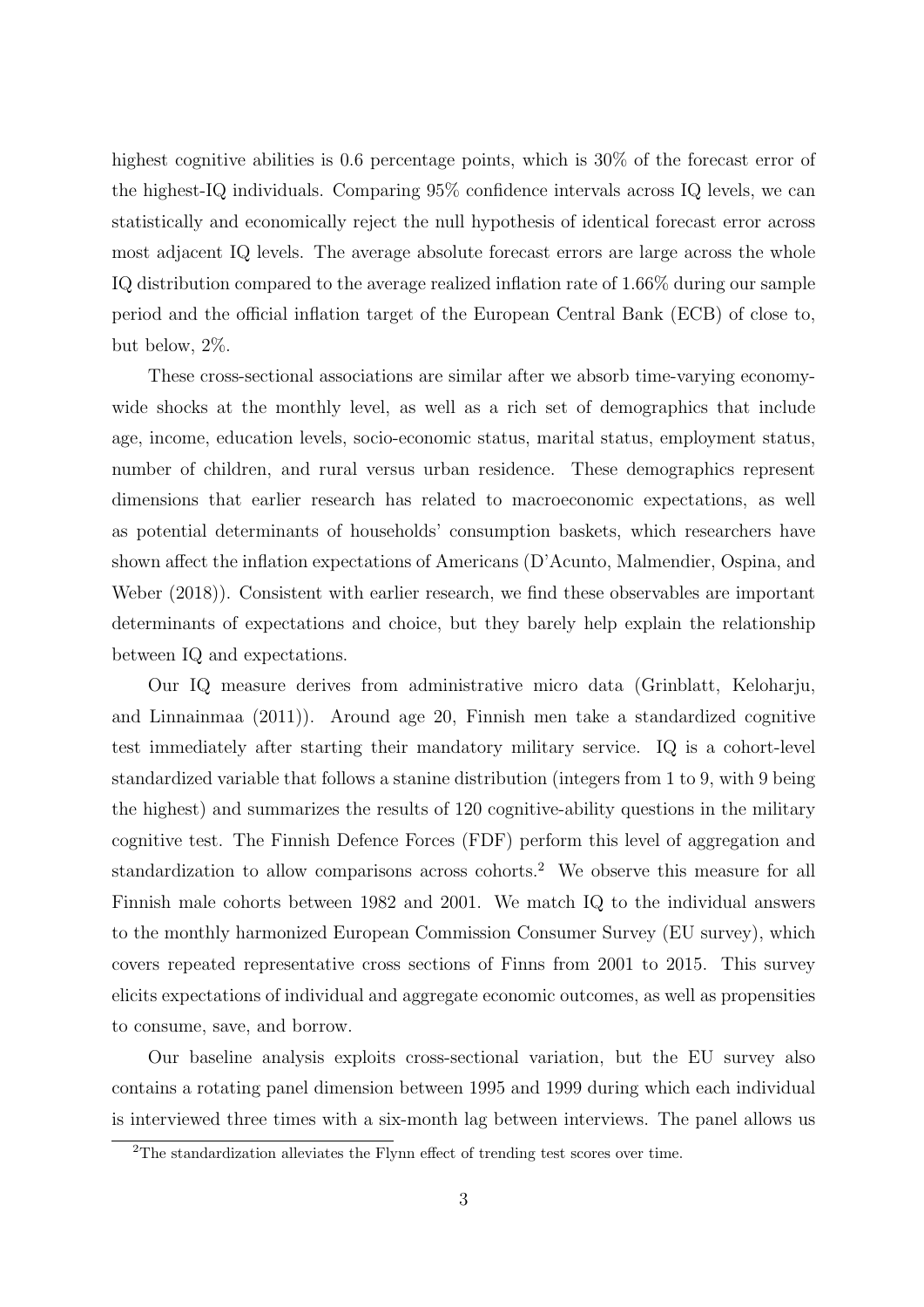highest cognitive abilities is 0.6 percentage points, which is 30% of the forecast error of the highest-IQ individuals. Comparing 95% confidence intervals across IQ levels, we can statistically and economically reject the null hypothesis of identical forecast error across most adjacent IQ levels. The average absolute forecast errors are large across the whole IQ distribution compared to the average realized inflation rate of 1.66% during our sample period and the official inflation target of the European Central Bank (ECB) of close to, but below, 2%.

These cross-sectional associations are similar after we absorb time-varying economy-wide shocks at the monthly level, as well as a rich set of demographics that include age, income, education levels, socio-economic status, marital status, employment status, number of children, and rural versus urban residence. These demographics represent dimensions that earlier research has related to macroeconomic expectations, as well as potential determinants of households' consumption baskets, which researchers have shown affect the inflation expectations of Americans (D'Acunto, Malmendier, Ospina, and Weber (2018)). Consistent with earlier research, we find these observables are important determinants of expectations and choice, but they barely help explain the relationship between IQ and expectations.

Our IQ measure derives from administrative micro data (Grinblatt, Keloharju, and Linnainmaa (2011)). Around age 20, Finnish men take a standardized cognitive test immediately after starting their mandatory military service. IQ is a cohort-level standardized variable that follows a stanine distribution (integers from 1 to 9, with 9 being the highest) and summarizes the results of 120 cognitive-ability questions in the military cognitive test. The Finnish Defence Forces (FDF) perform this level of aggregation and standardization to allow comparisons across cohorts.[2] We observe this measure for all Finnish male cohorts between 1982 and 2001. We match IQ to the individual answers to the monthly harmonized European Commission Consumer Survey (EU survey), which covers repeated representative cross sections of Finns from 2001 to 2015. This survey elicits expectations of individual and aggregate economic outcomes, as well as propensities to consume, save, and borrow.

Our baseline analysis exploits cross-sectional variation, but the EU survey also contains a rotating panel dimension between 1995 and 1999 during which each individual is interviewed three times with a six-month lag between interviews. The panel allows us

[2] The standardization alleviates the Flynn effect of trending test scores over time.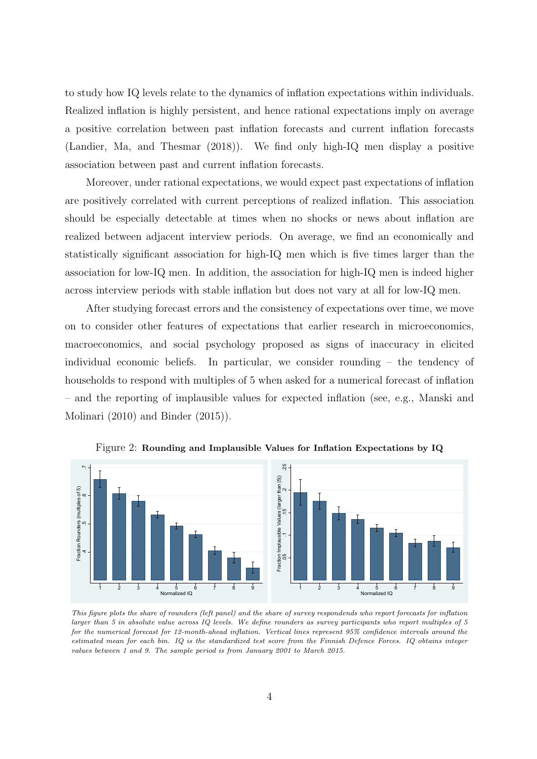to study how IQ levels relate to the dynamics of inflation expectations within individuals. Realized inflation is highly persistent, and hence rational expectations imply on average a positive correlation between past inflation forecasts and current inflation forecasts (Landier, Ma, and Thesmar (2018)). We find only high-IQ men display a positive association between past and current inflation forecasts.

Moreover, under rational expectations, we would expect past expectations of inflation are positively correlated with current perceptions of realized inflation. This association should be especially detectable at times when no shocks or news about inflation are realized between adjacent interview periods. On average, we find an economically and statistically significant association for high-IQ men which is five times larger than the association for low-IQ men. In addition, the association for high-IQ men is indeed higher across interview periods with stable inflation but does not vary at all for low-IQ men.

After studying forecast errors and the consistency of expectations over time, we move on to consider other features of expectations that earlier research in microeconomics, macroeconomics, and social psychology proposed as signs of inaccuracy in elicited individual economic beliefs. In particular, we consider rounding – the tendency of households to respond with multiples of 5 when asked for a numerical forecast of inflation – and the reporting of implausible values for expected inflation (see, e.g., Manski and Molinari (2010) and Binder (2015)).

Figure 2: **Rounding and Implausible Values for Inflation Expectations by IQ**

*This figure plots the share of rounders (left panel) and the share of survey respondends who report forecasts for inflation larger than 5 in absolute value across IQ levels. We define rounders as survey participants who report multiples of 5 for the numerical forecast for 12-month-ahead inflation. Vertical lines represent 95% confidence intervals around the estimated mean for each bin. IQ is the standardized test score from the Finnish Defence Forces. IQ obtains integer values between 1 and 9. The sample period is from January 2001 to March 2015.*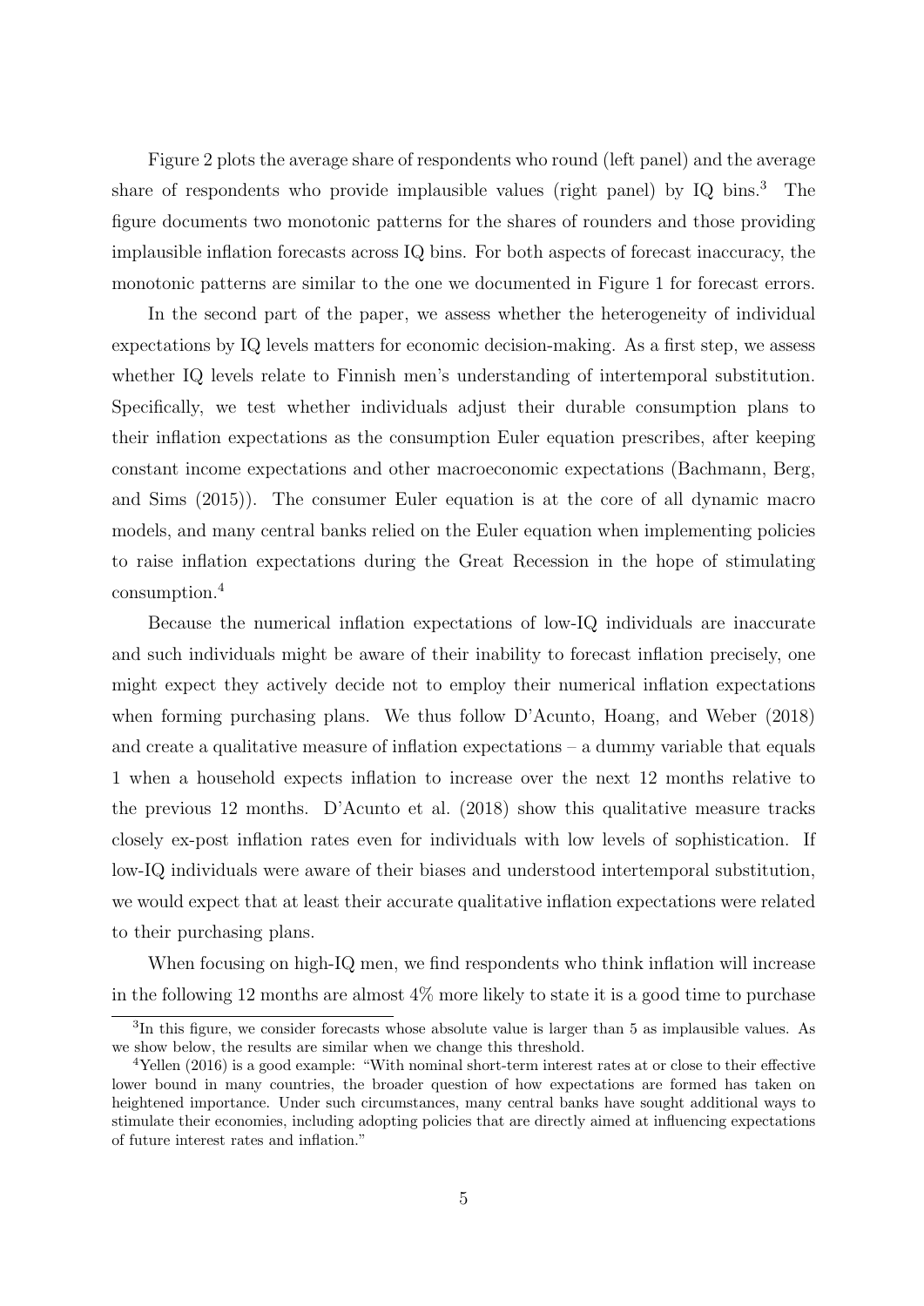Figure 2 plots the average share of respondents who round (left panel) and the average share of respondents who provide implausible values (right panel) by IQ bins.[3] The figure documents two monotonic patterns for the shares of rounders and those providing implausible inflation forecasts across IQ bins. For both aspects of forecast inaccuracy, the monotonic patterns are similar to the one we documented in Figure 1 for forecast errors.

In the second part of the paper, we assess whether the heterogeneity of individual expectations by IQ levels matters for economic decision-making. As a first step, we assess whether IQ levels relate to Finnish men's understanding of intertemporal substitution. Specifically, we test whether individuals adjust their durable consumption plans to their inflation expectations as the consumption Euler equation prescribes, after keeping constant income expectations and other macroeconomic expectations (Bachmann, Berg, and Sims (2015)). The consumer Euler equation is at the core of all dynamic macro models, and many central banks relied on the Euler equation when implementing policies to raise inflation expectations during the Great Recession in the hope of stimulating consumption.[4]

Because the numerical inflation expectations of low-IQ individuals are inaccurate and such individuals might be aware of their inability to forecast inflation precisely, one might expect they actively decide not to employ their numerical inflation expectations when forming purchasing plans. We thus follow D'Acunto, Hoang, and Weber (2018) and create a qualitative measure of inflation expectations – a dummy variable that equals 1 when a household expects inflation to increase over the next 12 months relative to the previous 12 months. D'Acunto et al. (2018) show this qualitative measure tracks closely ex-post inflation rates even for individuals with low levels of sophistication. If low-IQ individuals were aware of their biases and understood intertemporal substitution, we would expect that at least their accurate qualitative inflation expectations were related to their purchasing plans.

When focusing on high-IQ men, we find respondents who think inflation will increase in the following 12 months are almost 4% more likely to state it is a good time to purchase

[3] In this figure, we consider forecasts whose absolute value is larger than 5 as implausible values. As we show below, the results are similar when we change this threshold.

[4] Yellen (2016) is a good example: "With nominal short-term interest rates at or close to their effective lower bound in many countries, the broader question of how expectations are formed has taken on heightened importance. Under such circumstances, many central banks have sought additional ways to stimulate their economies, including adopting policies that are directly aimed at influencing expectations of future interest rates and inflation."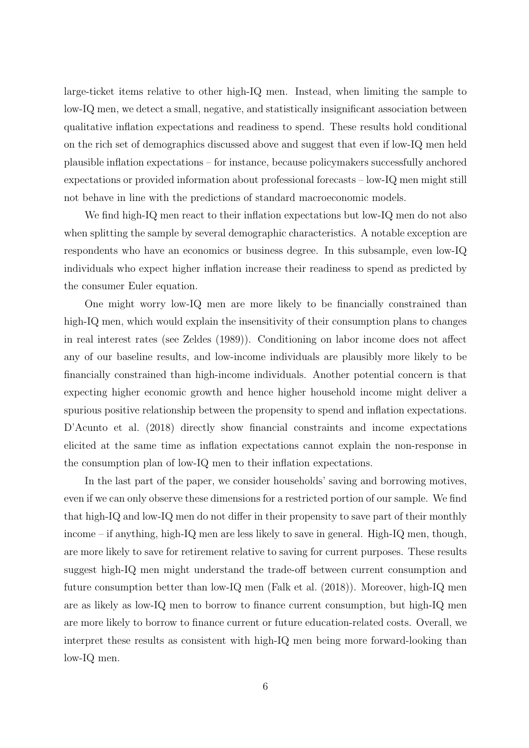large-ticket items relative to other high-IQ men. Instead, when limiting the sample to low-IQ men, we detect a small, negative, and statistically insignificant association between qualitative inflation expectations and readiness to spend. These results hold conditional on the rich set of demographics discussed above and suggest that even if low-IQ men held plausible inflation expectations – for instance, because policymakers successfully anchored expectations or provided information about professional forecasts – low-IQ men might still not behave in line with the predictions of standard macroeconomic models.

We find high-IQ men react to their inflation expectations but low-IQ men do not also when splitting the sample by several demographic characteristics. A notable exception are respondents who have an economics or business degree. In this subsample, even low-IQ individuals who expect higher inflation increase their readiness to spend as predicted by the consumer Euler equation.

One might worry low-IQ men are more likely to be financially constrained than high-IQ men, which would explain the insensitivity of their consumption plans to changes in real interest rates (see Zeldes (1989)). Conditioning on labor income does not affect any of our baseline results, and low-income individuals are plausibly more likely to be financially constrained than high-income individuals. Another potential concern is that expecting higher economic growth and hence higher household income might deliver a spurious positive relationship between the propensity to spend and inflation expectations. D'Acunto et al. (2018) directly show financial constraints and income expectations elicited at the same time as inflation expectations cannot explain the non-response in the consumption plan of low-IQ men to their inflation expectations.

In the last part of the paper, we consider households' saving and borrowing motives, even if we can only observe these dimensions for a restricted portion of our sample. We find that high-IQ and low-IQ men do not differ in their propensity to save part of their monthly income – if anything, high-IQ men are less likely to save in general. High-IQ men, though, are more likely to save for retirement relative to saving for current purposes. These results suggest high-IQ men might understand the trade-off between current consumption and future consumption better than low-IQ men (Falk et al. (2018)). Moreover, high-IQ men are as likely as low-IQ men to borrow to finance current consumption, but high-IQ men are more likely to borrow to finance current or future education-related costs. Overall, we interpret these results as consistent with high-IQ men being more forward-looking than low-IQ men.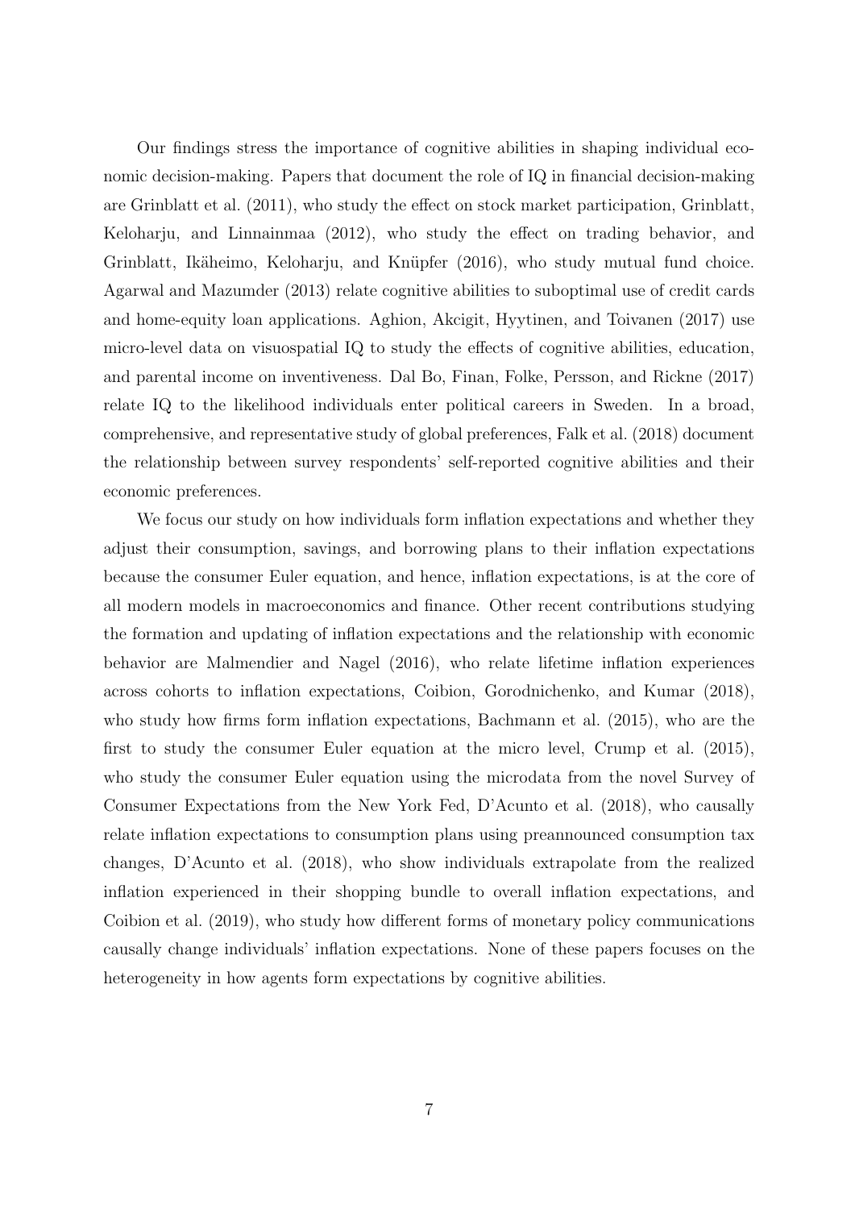Our findings stress the importance of cognitive abilities in shaping individual economic decision-making. Papers that document the role of IQ in financial decision-making are Grinblatt et al. (2011), who study the effect on stock market participation, Grinblatt, Keloharju, and Linnainmaa (2012), who study the effect on trading behavior, and Grinblatt, Ikäheimo, Keloharju, and Knüpfer (2016), who study mutual fund choice. Agarwal and Mazumder (2013) relate cognitive abilities to suboptimal use of credit cards and home-equity loan applications. Aghion, Akcigit, Hyytinen, and Toivanen (2017) use micro-level data on visuospatial IQ to study the effects of cognitive abilities, education, and parental income on inventiveness. Dal Bo, Finan, Folke, Persson, and Rickne (2017) relate IQ to the likelihood individuals enter political careers in Sweden. In a broad, comprehensive, and representative study of global preferences, Falk et al. (2018) document the relationship between survey respondents' self-reported cognitive abilities and their economic preferences.

We focus our study on how individuals form inflation expectations and whether they adjust their consumption, savings, and borrowing plans to their inflation expectations because the consumer Euler equation, and hence, inflation expectations, is at the core of all modern models in macroeconomics and finance. Other recent contributions studying the formation and updating of inflation expectations and the relationship with economic behavior are Malmendier and Nagel (2016), who relate lifetime inflation experiences across cohorts to inflation expectations, Coibion, Gorodnichenko, and Kumar (2018), who study how firms form inflation expectations, Bachmann et al. (2015), who are the first to study the consumer Euler equation at the micro level, Crump et al. (2015), who study the consumer Euler equation using the microdata from the novel Survey of Consumer Expectations from the New York Fed, D'Acunto et al. (2018), who causally relate inflation expectations to consumption plans using preannounced consumption tax changes, D'Acunto et al. (2018), who show individuals extrapolate from the realized inflation experienced in their shopping bundle to overall inflation expectations, and Coibion et al. (2019), who study how different forms of monetary policy communications causally change individuals' inflation expectations. None of these papers focuses on the heterogeneity in how agents form expectations by cognitive abilities.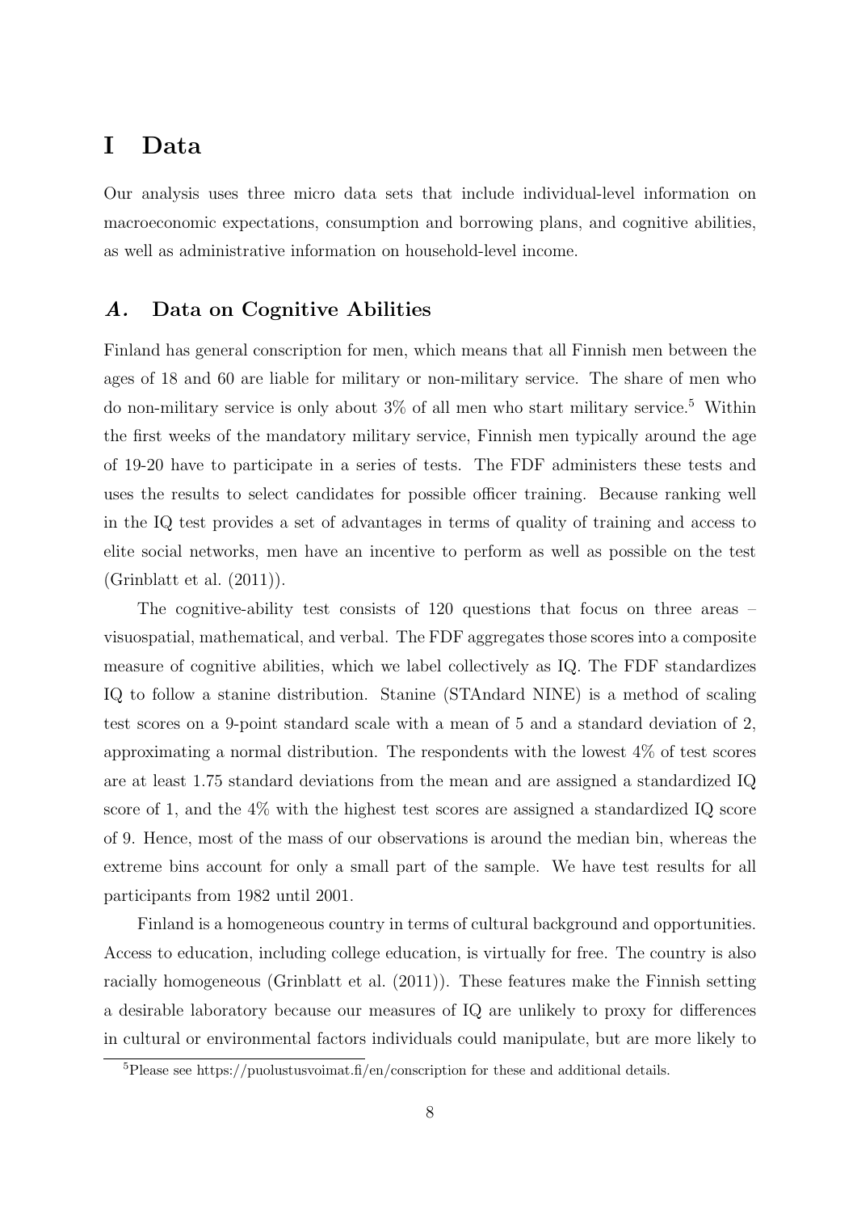# I Data

Our analysis uses three micro data sets that include individual-level information on macroeconomic expectations, consumption and borrowing plans, and cognitive abilities, as well as administrative information on household-level income.

## *A.* Data on Cognitive Abilities

Finland has general conscription for men, which means that all Finnish men between the ages of 18 and 60 are liable for military or non-military service. The share of men who do non-military service is only about 3% of all men who start military service.[5] Within the first weeks of the mandatory military service, Finnish men typically around the age of 19-20 have to participate in a series of tests. The FDF administers these tests and uses the results to select candidates for possible officer training. Because ranking well in the IQ test provides a set of advantages in terms of quality of training and access to elite social networks, men have an incentive to perform as well as possible on the test (Grinblatt et al. (2011)).

The cognitive-ability test consists of 120 questions that focus on three areas – visuospatial, mathematical, and verbal. The FDF aggregates those scores into a composite measure of cognitive abilities, which we label collectively as IQ. The FDF standardizes IQ to follow a stanine distribution. Stanine (STAndard NINE) is a method of scaling test scores on a 9-point standard scale with a mean of 5 and a standard deviation of 2, approximating a normal distribution. The respondents with the lowest 4% of test scores are at least 1.75 standard deviations from the mean and are assigned a standardized IQ score of 1, and the 4% with the highest test scores are assigned a standardized IQ score of 9. Hence, most of the mass of our observations is around the median bin, whereas the extreme bins account for only a small part of the sample. We have test results for all participants from 1982 until 2001.

Finland is a homogeneous country in terms of cultural background and opportunities. Access to education, including college education, is virtually for free. The country is also racially homogeneous (Grinblatt et al. (2011)). These features make the Finnish setting a desirable laboratory because our measures of IQ are unlikely to proxy for differences in cultural or environmental factors individuals could manipulate, but are more likely to

[5] Please see https://puolustusvoimat.fi/en/conscription for these and additional details.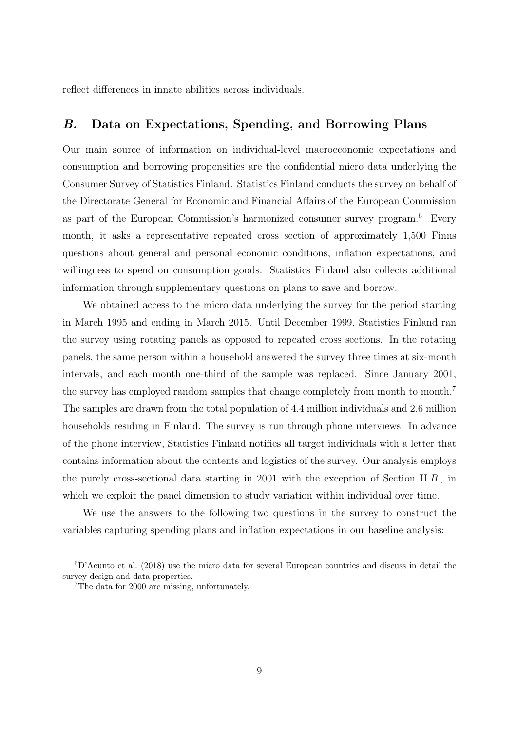reflect differences in innate abilities across individuals.

## *B.* Data on Expectations, Spending, and Borrowing Plans

Our main source of information on individual-level macroeconomic expectations and consumption and borrowing propensities are the confidential micro data underlying the Consumer Survey of Statistics Finland. Statistics Finland conducts the survey on behalf of the Directorate General for Economic and Financial Affairs of the European Commission as part of the European Commission's harmonized consumer survey program.[6] Every month, it asks a representative repeated cross section of approximately 1,500 Finns questions about general and personal economic conditions, inflation expectations, and willingness to spend on consumption goods. Statistics Finland also collects additional information through supplementary questions on plans to save and borrow.

We obtained access to the micro data underlying the survey for the period starting in March 1995 and ending in March 2015. Until December 1999, Statistics Finland ran the survey using rotating panels as opposed to repeated cross sections. In the rotating panels, the same person within a household answered the survey three times at six-month intervals, and each month one-third of the sample was replaced. Since January 2001, the survey has employed random samples that change completely from month to month.[7] The samples are drawn from the total population of 4.4 million individuals and 2.6 million households residing in Finland. The survey is run through phone interviews. In advance of the phone interview, Statistics Finland notifies all target individuals with a letter that contains information about the contents and logistics of the survey. Our analysis employs the purely cross-sectional data starting in 2001 with the exception of Section II.*B.*, in which we exploit the panel dimension to study variation within individual over time.

We use the answers to the following two questions in the survey to construct the variables capturing spending plans and inflation expectations in our baseline analysis:

---

[6] D'Acunto et al. (2018) use the micro data for several European countries and discuss in detail the survey design and data properties.

[7] The data for 2000 are missing, unfortunately.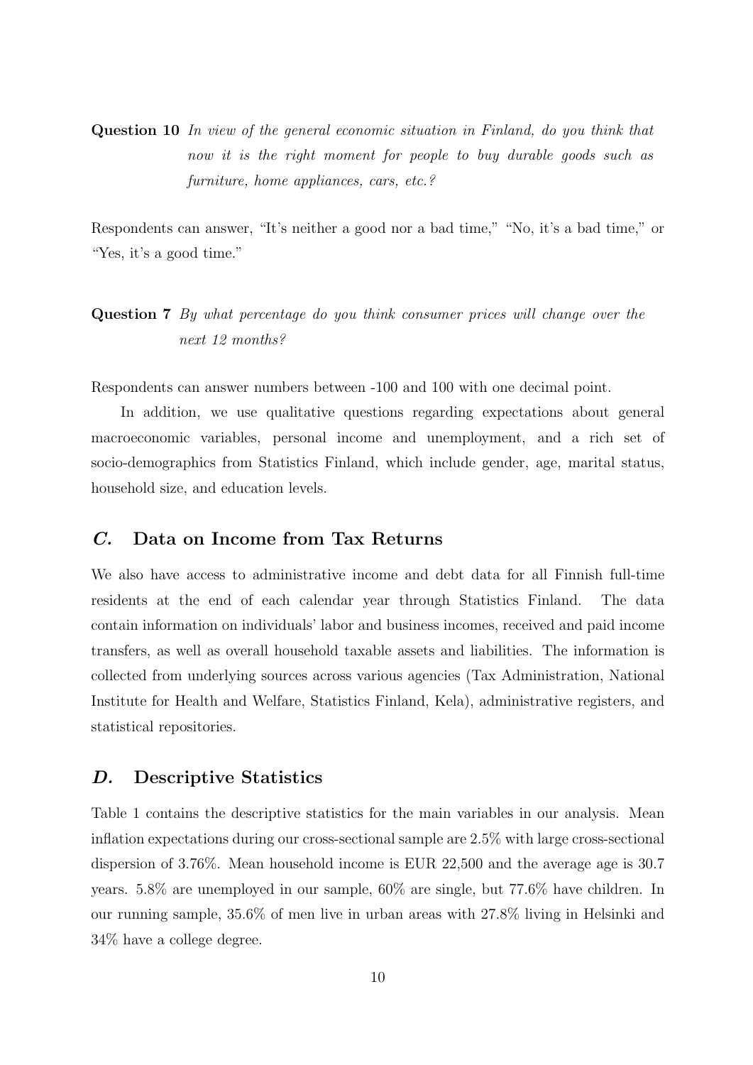**Question 10** *In view of the general economic situation in Finland, do you think that now it is the right moment for people to buy durable goods such as furniture, home appliances, cars, etc.?*

Respondents can answer, "It's neither a good nor a bad time," "No, it's a bad time," or "Yes, it's a good time."

**Question 7** *By what percentage do you think consumer prices will change over the next 12 months?*

Respondents can answer numbers between -100 and 100 with one decimal point.

In addition, we use qualitative questions regarding expectations about general macroeconomic variables, personal income and unemployment, and a rich set of socio-demographics from Statistics Finland, which include gender, age, marital status, household size, and education levels.

## *C.* Data on Income from Tax Returns

We also have access to administrative income and debt data for all Finnish full-time residents at the end of each calendar year through Statistics Finland. The data contain information on individuals' labor and business incomes, received and paid income transfers, as well as overall household taxable assets and liabilities. The information is collected from underlying sources across various agencies (Tax Administration, National Institute for Health and Welfare, Statistics Finland, Kela), administrative registers, and statistical repositories.

## *D.* Descriptive Statistics

Table 1 contains the descriptive statistics for the main variables in our analysis. Mean inflation expectations during our cross-sectional sample are 2.5% with large cross-sectional dispersion of 3.76%. Mean household income is EUR 22,500 and the average age is 30.7 years. 5.8% are unemployed in our sample, 60% are single, but 77.6% have children. In our running sample, 35.6% of men live in urban areas with 27.8% living in Helsinki and 34% have a college degree.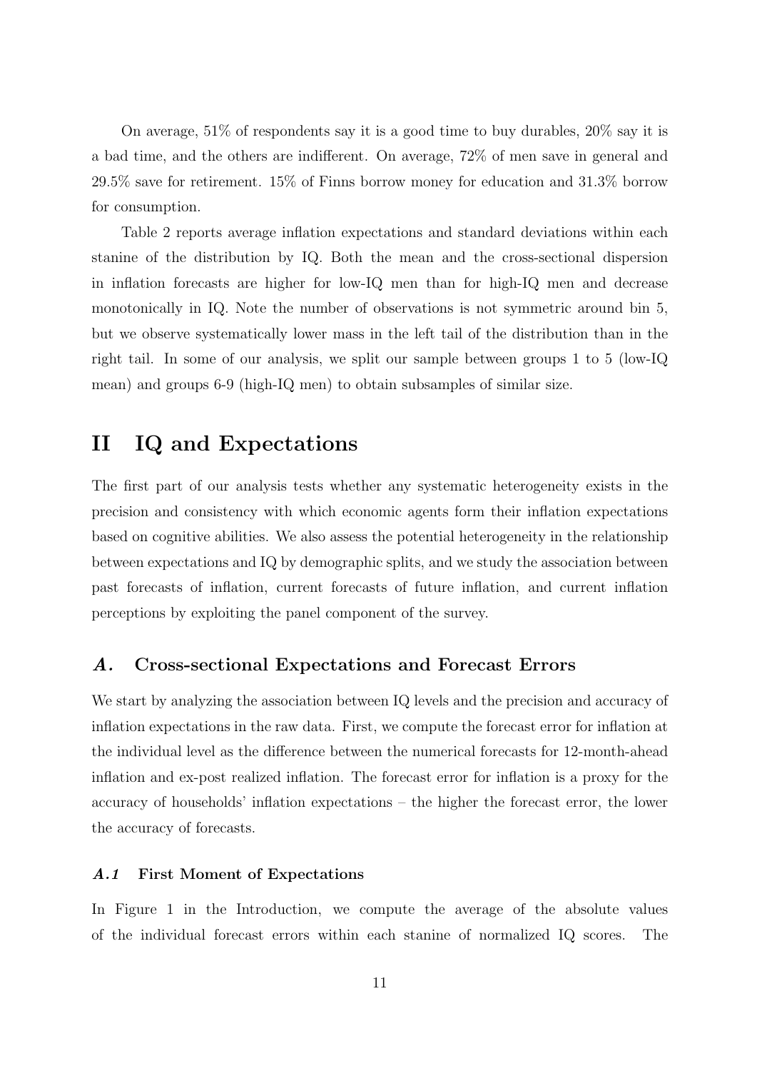On average, 51% of respondents say it is a good time to buy durables, 20% say it is a bad time, and the others are indifferent. On average, 72% of men save in general and 29.5% save for retirement. 15% of Finns borrow money for education and 31.3% borrow for consumption.

Table 2 reports average inflation expectations and standard deviations within each stanine of the distribution by IQ. Both the mean and the cross-sectional dispersion in inflation forecasts are higher for low-IQ men than for high-IQ men and decrease monotonically in IQ. Note the number of observations is not symmetric around bin 5, but we observe systematically lower mass in the left tail of the distribution than in the right tail. In some of our analysis, we split our sample between groups 1 to 5 (low-IQ mean) and groups 6-9 (high-IQ men) to obtain subsamples of similar size.

# II IQ and Expectations

The first part of our analysis tests whether any systematic heterogeneity exists in the precision and consistency with which economic agents form their inflation expectations based on cognitive abilities. We also assess the potential heterogeneity in the relationship between expectations and IQ by demographic splits, and we study the association between past forecasts of inflation, current forecasts of future inflation, and current inflation perceptions by exploiting the panel component of the survey.

## *A.* Cross-sectional Expectations and Forecast Errors

We start by analyzing the association between IQ levels and the precision and accuracy of inflation expectations in the raw data. First, we compute the forecast error for inflation at the individual level as the difference between the numerical forecasts for 12-month-ahead inflation and ex-post realized inflation. The forecast error for inflation is a proxy for the accuracy of households' inflation expectations – the higher the forecast error, the lower the accuracy of forecasts.

### *A.1* First Moment of Expectations

In Figure 1 in the Introduction, we compute the average of the absolute values of the individual forecast errors within each stanine of normalized IQ scores. The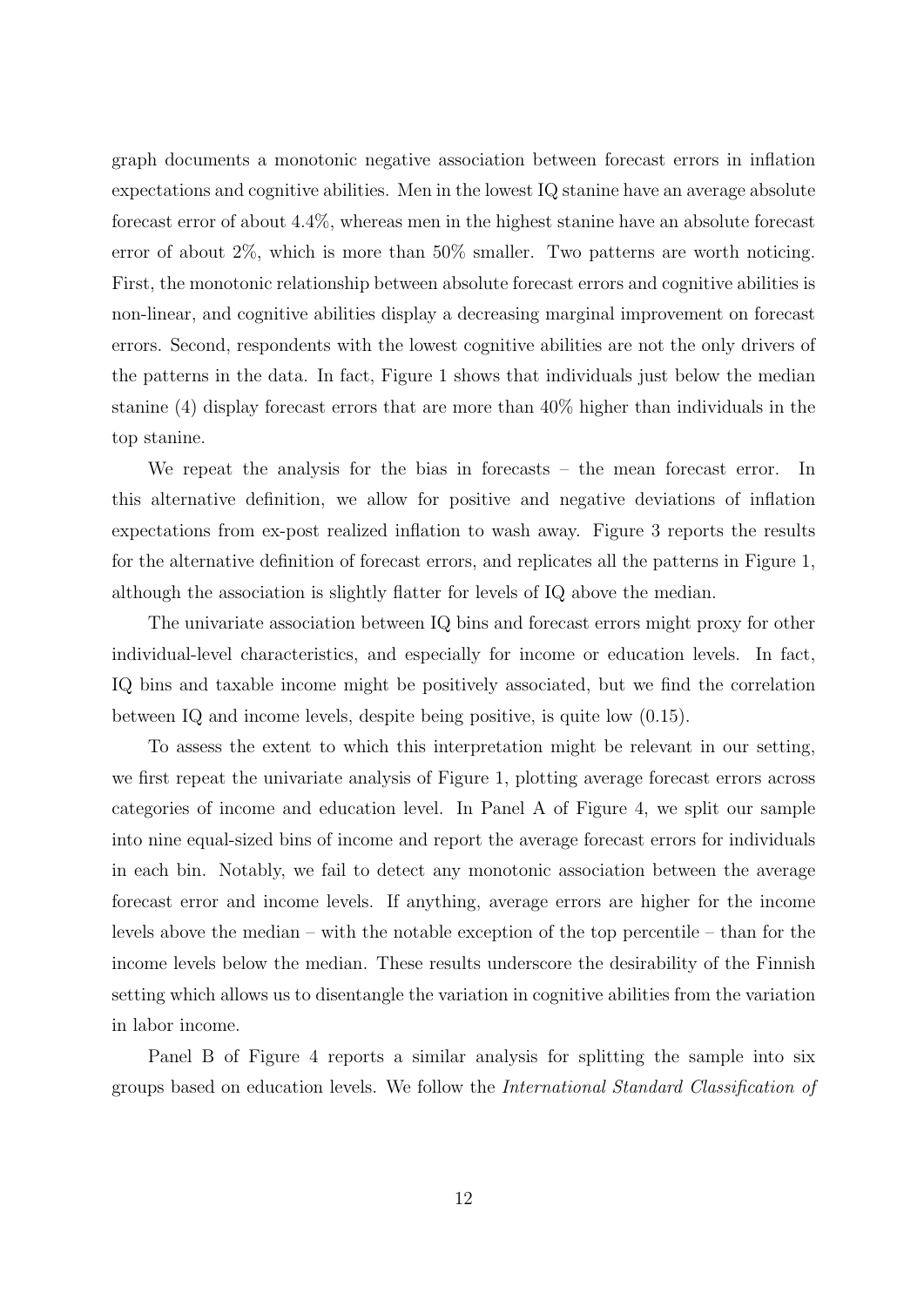graph documents a monotonic negative association between forecast errors in inflation expectations and cognitive abilities. Men in the lowest IQ stanine have an average absolute forecast error of about 4.4%, whereas men in the highest stanine have an absolute forecast error of about 2%, which is more than 50% smaller. Two patterns are worth noticing. First, the monotonic relationship between absolute forecast errors and cognitive abilities is non-linear, and cognitive abilities display a decreasing marginal improvement on forecast errors. Second, respondents with the lowest cognitive abilities are not the only drivers of the patterns in the data. In fact, Figure 1 shows that individuals just below the median stanine (4) display forecast errors that are more than 40% higher than individuals in the top stanine.

We repeat the analysis for the bias in forecasts – the mean forecast error. In this alternative definition, we allow for positive and negative deviations of inflation expectations from ex-post realized inflation to wash away. Figure 3 reports the results for the alternative definition of forecast errors, and replicates all the patterns in Figure 1, although the association is slightly flatter for levels of IQ above the median.

The univariate association between IQ bins and forecast errors might proxy for other individual-level characteristics, and especially for income or education levels. In fact, IQ bins and taxable income might be positively associated, but we find the correlation between IQ and income levels, despite being positive, is quite low (0.15).

To assess the extent to which this interpretation might be relevant in our setting, we first repeat the univariate analysis of Figure 1, plotting average forecast errors across categories of income and education level. In Panel A of Figure 4, we split our sample into nine equal-sized bins of income and report the average forecast errors for individuals in each bin. Notably, we fail to detect any monotonic association between the average forecast error and income levels. If anything, average errors are higher for the income levels above the median – with the notable exception of the top percentile – than for the income levels below the median. These results underscore the desirability of the Finnish setting which allows us to disentangle the variation in cognitive abilities from the variation in labor income.

Panel B of Figure 4 reports a similar analysis for splitting the sample into six groups based on education levels. We follow the *International Standard Classification of*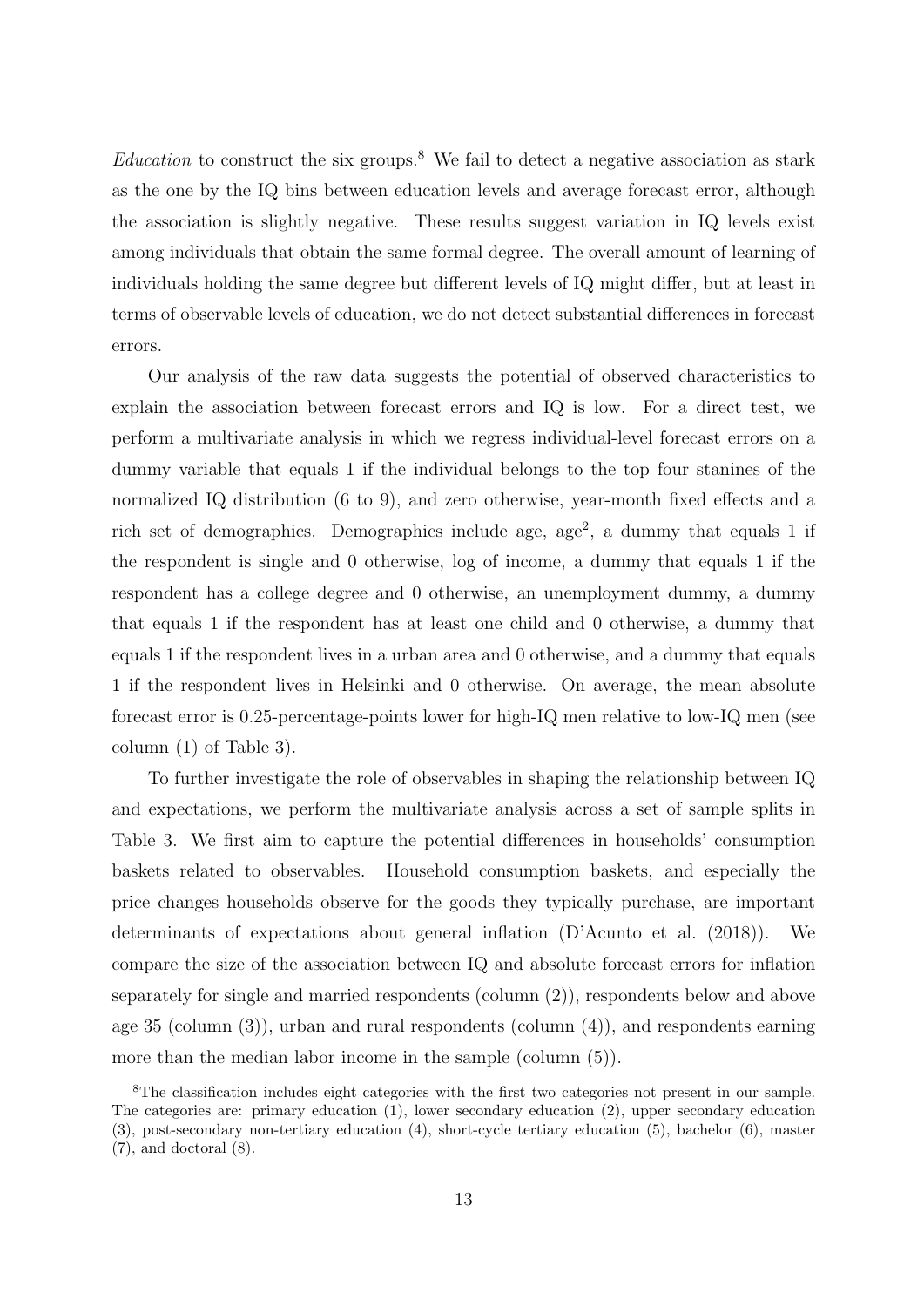*Education* to construct the six groups.[8] We fail to detect a negative association as stark as the one by the IQ bins between education levels and average forecast error, although the association is slightly negative. These results suggest variation in IQ levels exist among individuals that obtain the same formal degree. The overall amount of learning of individuals holding the same degree but different levels of IQ might differ, but at least in terms of observable levels of education, we do not detect substantial differences in forecast errors.

Our analysis of the raw data suggests the potential of observed characteristics to explain the association between forecast errors and IQ is low. For a direct test, we perform a multivariate analysis in which we regress individual-level forecast errors on a dummy variable that equals 1 if the individual belongs to the top four stanines of the normalized IQ distribution (6 to 9), and zero otherwise, year-month fixed effects and a rich set of demographics. Demographics include age, age$^2$, a dummy that equals 1 if the respondent is single and 0 otherwise, log of income, a dummy that equals 1 if the respondent has a college degree and 0 otherwise, an unemployment dummy, a dummy that equals 1 if the respondent has at least one child and 0 otherwise, a dummy that equals 1 if the respondent lives in a urban area and 0 otherwise, and a dummy that equals 1 if the respondent lives in Helsinki and 0 otherwise. On average, the mean absolute forecast error is 0.25-percentage-points lower for high-IQ men relative to low-IQ men (see column (1) of Table 3).

To further investigate the role of observables in shaping the relationship between IQ and expectations, we perform the multivariate analysis across a set of sample splits in Table 3. We first aim to capture the potential differences in households' consumption baskets related to observables. Household consumption baskets, and especially the price changes households observe for the goods they typically purchase, are important determinants of expectations about general inflation (D'Acunto et al. (2018)). We compare the size of the association between IQ and absolute forecast errors for inflation separately for single and married respondents (column (2)), respondents below and above age 35 (column (3)), urban and rural respondents (column (4)), and respondents earning more than the median labor income in the sample (column (5)).

[8]The classification includes eight categories with the first two categories not present in our sample. The categories are: primary education (1), lower secondary education (2), upper secondary education (3), post-secondary non-tertiary education (4), short-cycle tertiary education (5), bachelor (6), master (7), and doctoral (8).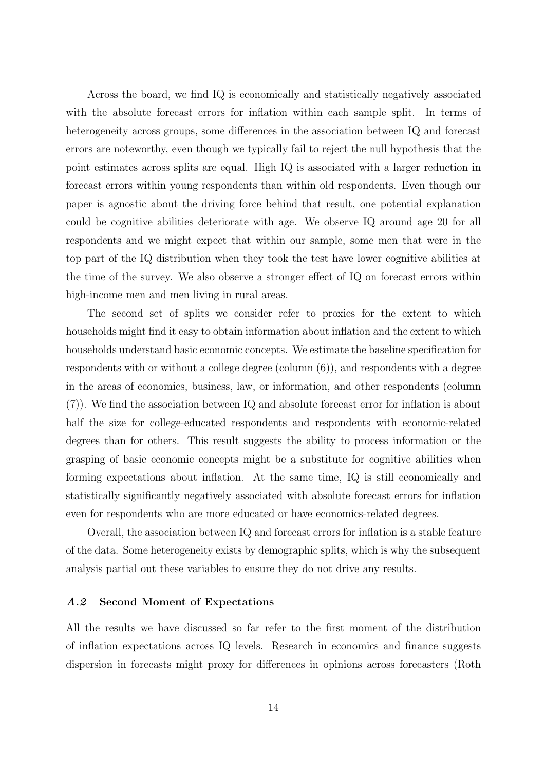Across the board, we find IQ is economically and statistically negatively associated with the absolute forecast errors for inflation within each sample split. In terms of heterogeneity across groups, some differences in the association between IQ and forecast errors are noteworthy, even though we typically fail to reject the null hypothesis that the point estimates across splits are equal. High IQ is associated with a larger reduction in forecast errors within young respondents than within old respondents. Even though our paper is agnostic about the driving force behind that result, one potential explanation could be cognitive abilities deteriorate with age. We observe IQ around age 20 for all respondents and we might expect that within our sample, some men that were in the top part of the IQ distribution when they took the test have lower cognitive abilities at the time of the survey. We also observe a stronger effect of IQ on forecast errors within high-income men and men living in rural areas.

The second set of splits we consider refer to proxies for the extent to which households might find it easy to obtain information about inflation and the extent to which households understand basic economic concepts. We estimate the baseline specification for respondents with or without a college degree (column (6)), and respondents with a degree in the areas of economics, business, law, or information, and other respondents (column (7)). We find the association between IQ and absolute forecast error for inflation is about half the size for college-educated respondents and respondents with economic-related degrees than for others. This result suggests the ability to process information or the grasping of basic economic concepts might be a substitute for cognitive abilities when forming expectations about inflation. At the same time, IQ is still economically and statistically significantly negatively associated with absolute forecast errors for inflation even for respondents who are more educated or have economics-related degrees.

Overall, the association between IQ and forecast errors for inflation is a stable feature of the data. Some heterogeneity exists by demographic splits, which is why the subsequent analysis partial out these variables to ensure they do not drive any results.

### *A.2* Second Moment of Expectations

All the results we have discussed so far refer to the first moment of the distribution of inflation expectations across IQ levels. Research in economics and finance suggests dispersion in forecasts might proxy for differences in opinions across forecasters (Roth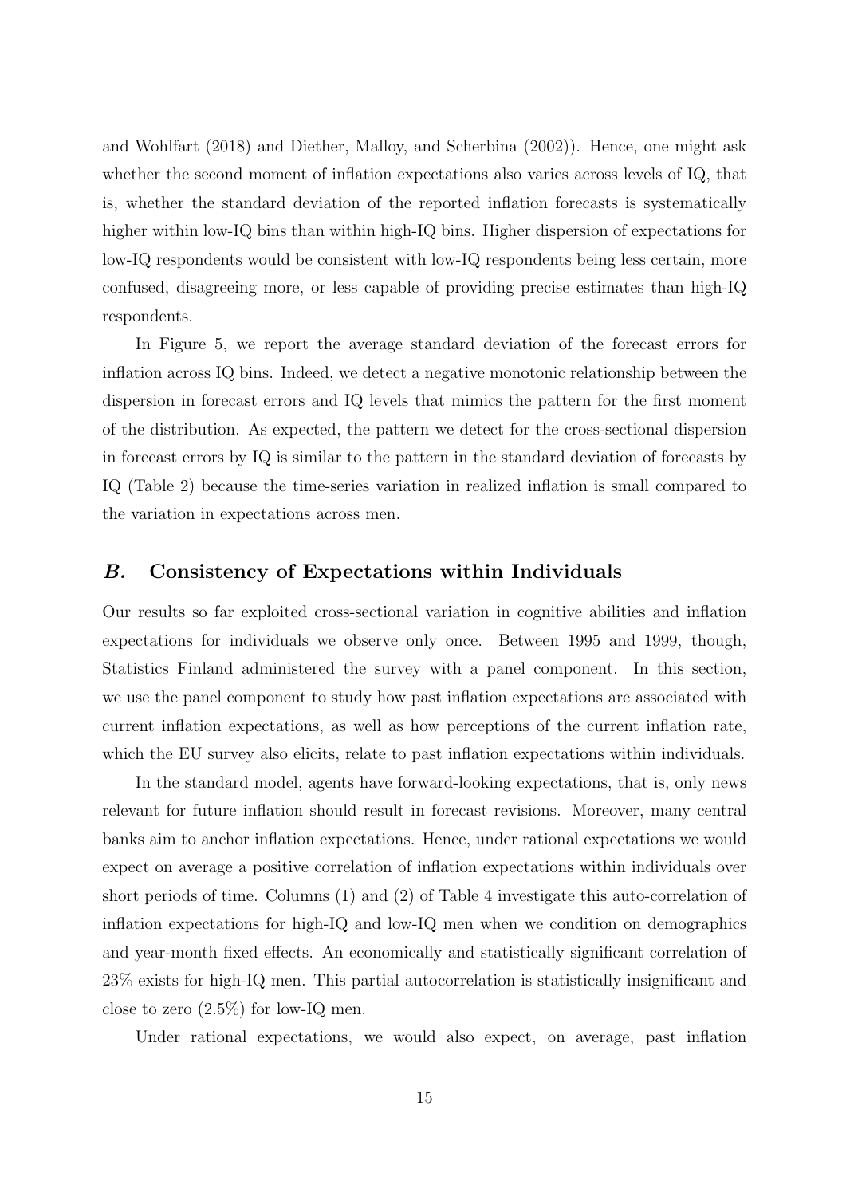and Wohlfart (2018) and Diether, Malloy, and Scherbina (2002)). Hence, one might ask whether the second moment of inflation expectations also varies across levels of IQ, that is, whether the standard deviation of the reported inflation forecasts is systematically higher within low-IQ bins than within high-IQ bins. Higher dispersion of expectations for low-IQ respondents would be consistent with low-IQ respondents being less certain, more confused, disagreeing more, or less capable of providing precise estimates than high-IQ respondents.

In Figure 5, we report the average standard deviation of the forecast errors for inflation across IQ bins. Indeed, we detect a negative monotonic relationship between the dispersion in forecast errors and IQ levels that mimics the pattern for the first moment of the distribution. As expected, the pattern we detect for the cross-sectional dispersion in forecast errors by IQ is similar to the pattern in the standard deviation of forecasts by IQ (Table 2) because the time-series variation in realized inflation is small compared to the variation in expectations across men.

## *B.* Consistency of Expectations within Individuals

Our results so far exploited cross-sectional variation in cognitive abilities and inflation expectations for individuals we observe only once. Between 1995 and 1999, though, Statistics Finland administered the survey with a panel component. In this section, we use the panel component to study how past inflation expectations are associated with current inflation expectations, as well as how perceptions of the current inflation rate, which the EU survey also elicits, relate to past inflation expectations within individuals.

In the standard model, agents have forward-looking expectations, that is, only news relevant for future inflation should result in forecast revisions. Moreover, many central banks aim to anchor inflation expectations. Hence, under rational expectations we would expect on average a positive correlation of inflation expectations within individuals over short periods of time. Columns (1) and (2) of Table 4 investigate this auto-correlation of inflation expectations for high-IQ and low-IQ men when we condition on demographics and year-month fixed effects. An economically and statistically significant correlation of 23% exists for high-IQ men. This partial autocorrelation is statistically insignificant and close to zero (2.5%) for low-IQ men.

Under rational expectations, we would also expect, on average, past inflation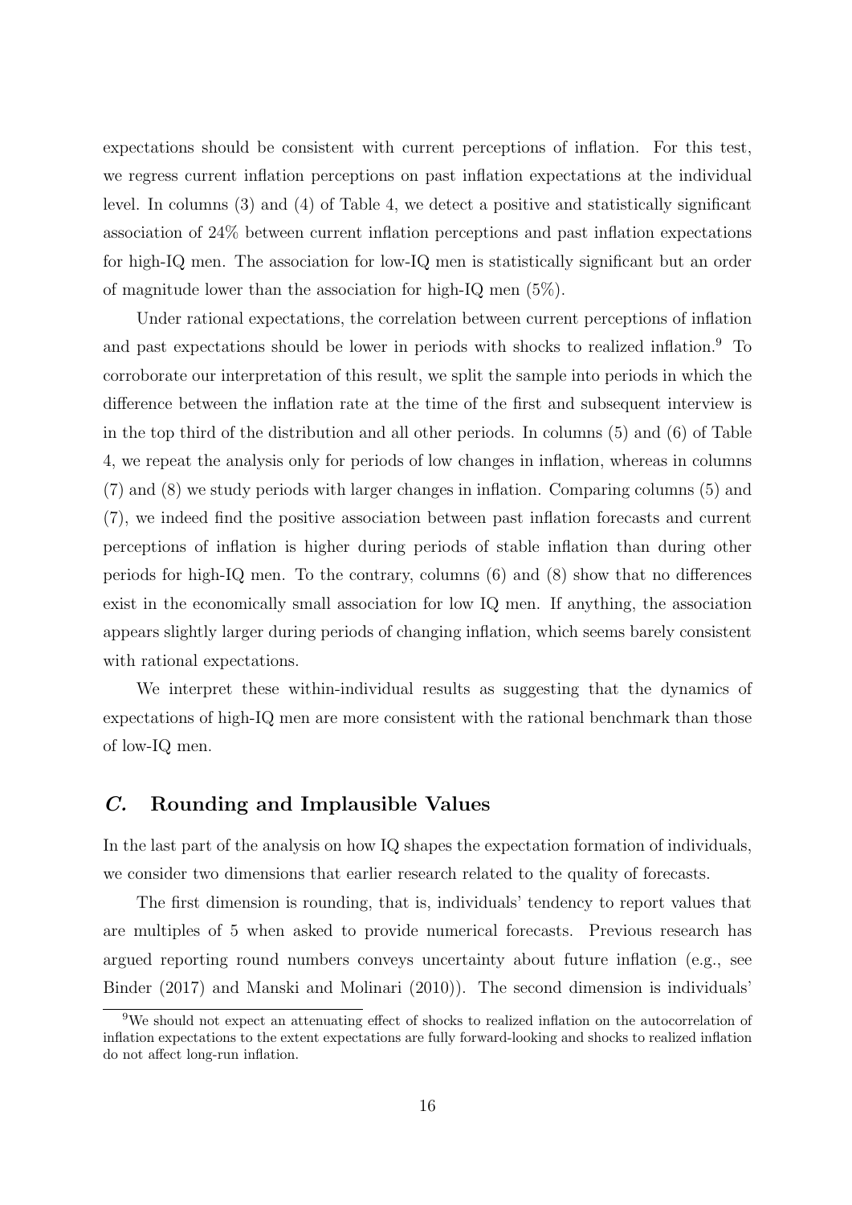expectations should be consistent with current perceptions of inflation. For this test, we regress current inflation perceptions on past inflation expectations at the individual level. In columns (3) and (4) of Table 4, we detect a positive and statistically significant association of 24% between current inflation perceptions and past inflation expectations for high-IQ men. The association for low-IQ men is statistically significant but an order of magnitude lower than the association for high-IQ men (5%).

Under rational expectations, the correlation between current perceptions of inflation and past expectations should be lower in periods with shocks to realized inflation.[9] To corroborate our interpretation of this result, we split the sample into periods in which the difference between the inflation rate at the time of the first and subsequent interview is in the top third of the distribution and all other periods. In columns (5) and (6) of Table 4, we repeat the analysis only for periods of low changes in inflation, whereas in columns (7) and (8) we study periods with larger changes in inflation. Comparing columns (5) and (7), we indeed find the positive association between past inflation forecasts and current perceptions of inflation is higher during periods of stable inflation than during other periods for high-IQ men. To the contrary, columns (6) and (8) show that no differences exist in the economically small association for low IQ men. If anything, the association appears slightly larger during periods of changing inflation, which seems barely consistent with rational expectations.

We interpret these within-individual results as suggesting that the dynamics of expectations of high-IQ men are more consistent with the rational benchmark than those of low-IQ men.

## *C.* Rounding and Implausible Values

In the last part of the analysis on how IQ shapes the expectation formation of individuals, we consider two dimensions that earlier research related to the quality of forecasts.

The first dimension is rounding, that is, individuals' tendency to report values that are multiples of 5 when asked to provide numerical forecasts. Previous research has argued reporting round numbers conveys uncertainty about future inflation (e.g., see Binder (2017) and Manski and Molinari (2010)). The second dimension is individuals'

[9] We should not expect an attenuating effect of shocks to realized inflation on the autocorrelation of inflation expectations to the extent expectations are fully forward-looking and shocks to realized inflation do not affect long-run inflation.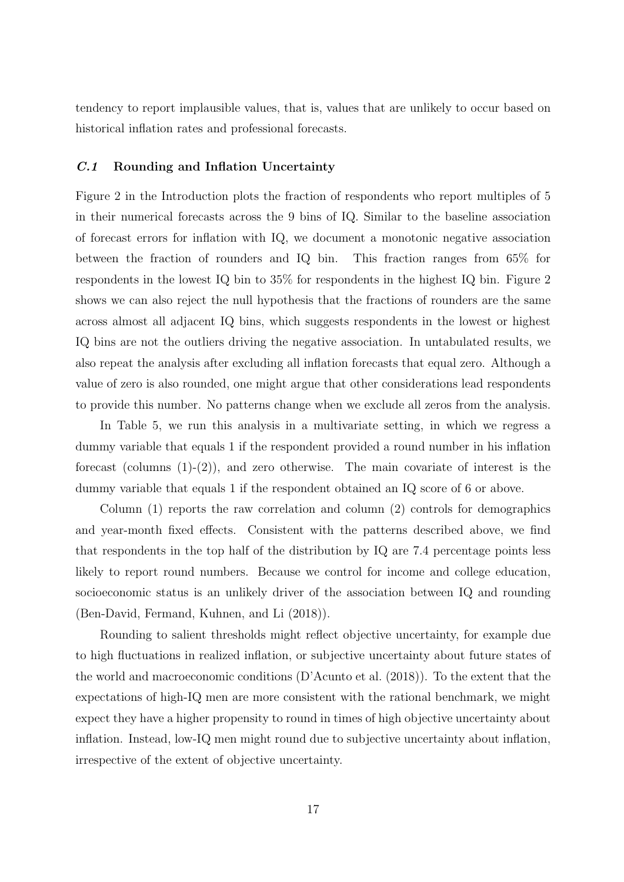tendency to report implausible values, that is, values that are unlikely to occur based on historical inflation rates and professional forecasts.

### *C.1* Rounding and Inflation Uncertainty

Figure 2 in the Introduction plots the fraction of respondents who report multiples of 5 in their numerical forecasts across the 9 bins of IQ. Similar to the baseline association of forecast errors for inflation with IQ, we document a monotonic negative association between the fraction of rounders and IQ bin. This fraction ranges from 65% for respondents in the lowest IQ bin to 35% for respondents in the highest IQ bin. Figure 2 shows we can also reject the null hypothesis that the fractions of rounders are the same across almost all adjacent IQ bins, which suggests respondents in the lowest or highest IQ bins are not the outliers driving the negative association. In untabulated results, we also repeat the analysis after excluding all inflation forecasts that equal zero. Although a value of zero is also rounded, one might argue that other considerations lead respondents to provide this number. No patterns change when we exclude all zeros from the analysis.

In Table 5, we run this analysis in a multivariate setting, in which we regress a dummy variable that equals 1 if the respondent provided a round number in his inflation forecast (columns (1)-(2)), and zero otherwise. The main covariate of interest is the dummy variable that equals 1 if the respondent obtained an IQ score of 6 or above.

Column (1) reports the raw correlation and column (2) controls for demographics and year-month fixed effects. Consistent with the patterns described above, we find that respondents in the top half of the distribution by IQ are 7.4 percentage points less likely to report round numbers. Because we control for income and college education, socioeconomic status is an unlikely driver of the association between IQ and rounding (Ben-David, Fermand, Kuhnen, and Li (2018)).

Rounding to salient thresholds might reflect objective uncertainty, for example due to high fluctuations in realized inflation, or subjective uncertainty about future states of the world and macroeconomic conditions (D'Acunto et al. (2018)). To the extent that the expectations of high-IQ men are more consistent with the rational benchmark, we might expect they have a higher propensity to round in times of high objective uncertainty about inflation. Instead, low-IQ men might round due to subjective uncertainty about inflation, irrespective of the extent of objective uncertainty.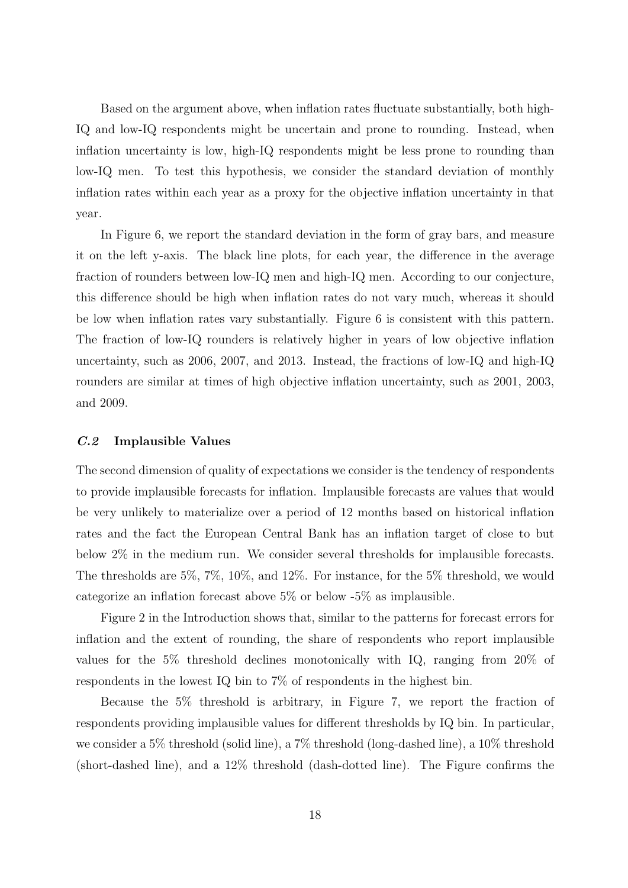Based on the argument above, when inflation rates fluctuate substantially, both high-IQ and low-IQ respondents might be uncertain and prone to rounding. Instead, when inflation uncertainty is low, high-IQ respondents might be less prone to rounding than low-IQ men. To test this hypothesis, we consider the standard deviation of monthly inflation rates within each year as a proxy for the objective inflation uncertainty in that year.

In Figure 6, we report the standard deviation in the form of gray bars, and measure it on the left y-axis. The black line plots, for each year, the difference in the average fraction of rounders between low-IQ men and high-IQ men. According to our conjecture, this difference should be high when inflation rates do not vary much, whereas it should be low when inflation rates vary substantially. Figure 6 is consistent with this pattern. The fraction of low-IQ rounders is relatively higher in years of low objective inflation uncertainty, such as 2006, 2007, and 2013. Instead, the fractions of low-IQ and high-IQ rounders are similar at times of high objective inflation uncertainty, such as 2001, 2003, and 2009.

### *C.2* Implausible Values

The second dimension of quality of expectations we consider is the tendency of respondents to provide implausible forecasts for inflation. Implausible forecasts are values that would be very unlikely to materialize over a period of 12 months based on historical inflation rates and the fact the European Central Bank has an inflation target of close to but below 2% in the medium run. We consider several thresholds for implausible forecasts. The thresholds are 5%, 7%, 10%, and 12%. For instance, for the 5% threshold, we would categorize an inflation forecast above 5% or below -5% as implausible.

Figure 2 in the Introduction shows that, similar to the patterns for forecast errors for inflation and the extent of rounding, the share of respondents who report implausible values for the 5% threshold declines monotonically with IQ, ranging from 20% of respondents in the lowest IQ bin to 7% of respondents in the highest bin.

Because the 5% threshold is arbitrary, in Figure 7, we report the fraction of respondents providing implausible values for different thresholds by IQ bin. In particular, we consider a 5% threshold (solid line), a 7% threshold (long-dashed line), a 10% threshold (short-dashed line), and a 12% threshold (dash-dotted line). The Figure confirms the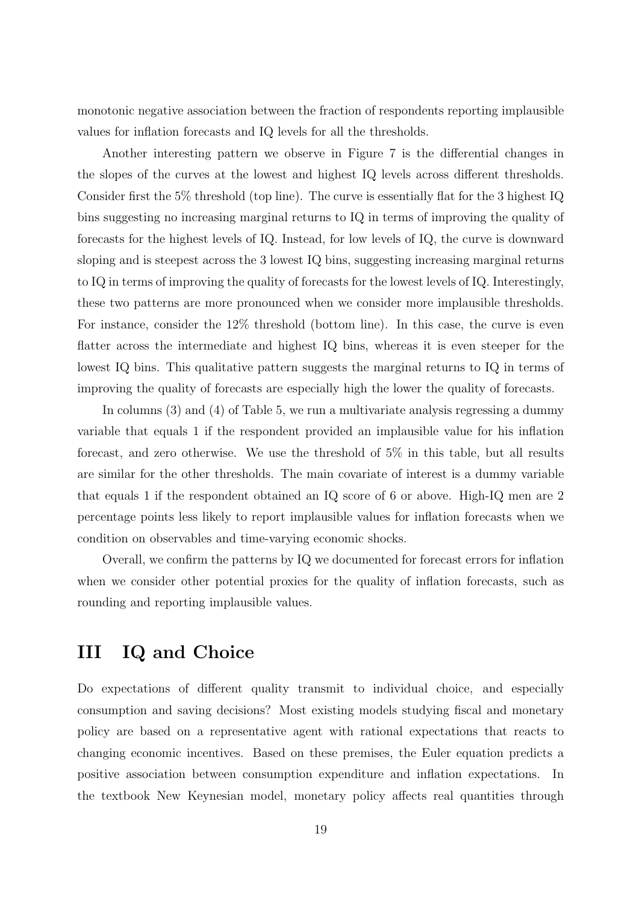monotonic negative association between the fraction of respondents reporting implausible values for inflation forecasts and IQ levels for all the thresholds.

Another interesting pattern we observe in Figure 7 is the differential changes in the slopes of the curves at the lowest and highest IQ levels across different thresholds. Consider first the 5% threshold (top line). The curve is essentially flat for the 3 highest IQ bins suggesting no increasing marginal returns to IQ in terms of improving the quality of forecasts for the highest levels of IQ. Instead, for low levels of IQ, the curve is downward sloping and is steepest across the 3 lowest IQ bins, suggesting increasing marginal returns to IQ in terms of improving the quality of forecasts for the lowest levels of IQ. Interestingly, these two patterns are more pronounced when we consider more implausible thresholds. For instance, consider the 12% threshold (bottom line). In this case, the curve is even flatter across the intermediate and highest IQ bins, whereas it is even steeper for the lowest IQ bins. This qualitative pattern suggests the marginal returns to IQ in terms of improving the quality of forecasts are especially high the lower the quality of forecasts.

In columns (3) and (4) of Table 5, we run a multivariate analysis regressing a dummy variable that equals 1 if the respondent provided an implausible value for his inflation forecast, and zero otherwise. We use the threshold of 5% in this table, but all results are similar for the other thresholds. The main covariate of interest is a dummy variable that equals 1 if the respondent obtained an IQ score of 6 or above. High-IQ men are 2 percentage points less likely to report implausible values for inflation forecasts when we condition on observables and time-varying economic shocks.

Overall, we confirm the patterns by IQ we documented for forecast errors for inflation when we consider other potential proxies for the quality of inflation forecasts, such as rounding and reporting implausible values.

# III IQ and Choice

Do expectations of different quality transmit to individual choice, and especially consumption and saving decisions? Most existing models studying fiscal and monetary policy are based on a representative agent with rational expectations that reacts to changing economic incentives. Based on these premises, the Euler equation predicts a positive association between consumption expenditure and inflation expectations. In the textbook New Keynesian model, monetary policy affects real quantities through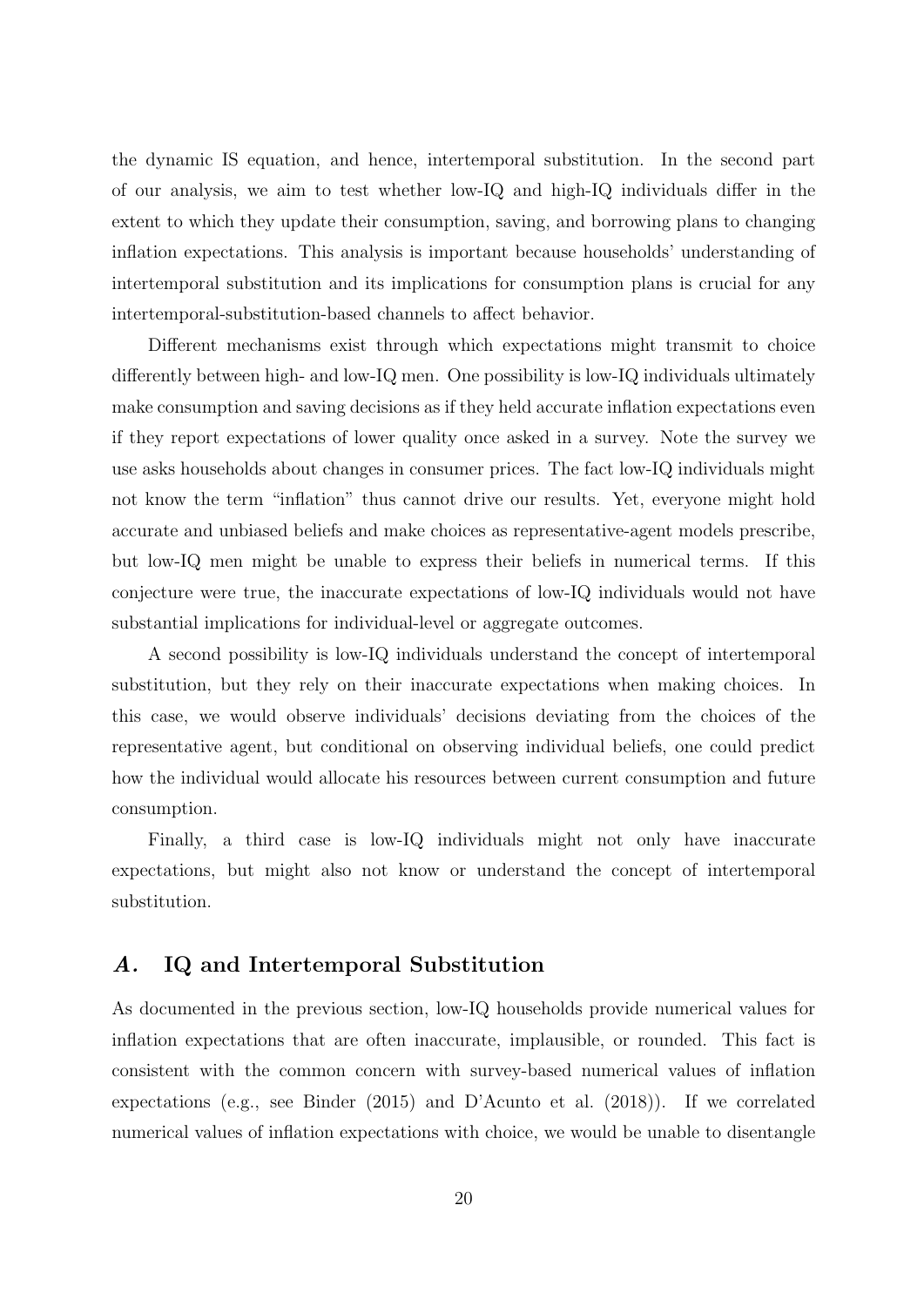the dynamic IS equation, and hence, intertemporal substitution. In the second part of our analysis, we aim to test whether low-IQ and high-IQ individuals differ in the extent to which they update their consumption, saving, and borrowing plans to changing inflation expectations. This analysis is important because households' understanding of intertemporal substitution and its implications for consumption plans is crucial for any intertemporal-substitution-based channels to affect behavior.

Different mechanisms exist through which expectations might transmit to choice differently between high- and low-IQ men. One possibility is low-IQ individuals ultimately make consumption and saving decisions as if they held accurate inflation expectations even if they report expectations of lower quality once asked in a survey. Note the survey we use asks households about changes in consumer prices. The fact low-IQ individuals might not know the term "inflation" thus cannot drive our results. Yet, everyone might hold accurate and unbiased beliefs and make choices as representative-agent models prescribe, but low-IQ men might be unable to express their beliefs in numerical terms. If this conjecture were true, the inaccurate expectations of low-IQ individuals would not have substantial implications for individual-level or aggregate outcomes.

A second possibility is low-IQ individuals understand the concept of intertemporal substitution, but they rely on their inaccurate expectations when making choices. In this case, we would observe individuals' decisions deviating from the choices of the representative agent, but conditional on observing individual beliefs, one could predict how the individual would allocate his resources between current consumption and future consumption.

Finally, a third case is low-IQ individuals might not only have inaccurate expectations, but might also not know or understand the concept of intertemporal substitution.

## *A.* IQ and Intertemporal Substitution

As documented in the previous section, low-IQ households provide numerical values for inflation expectations that are often inaccurate, implausible, or rounded. This fact is consistent with the common concern with survey-based numerical values of inflation expectations (e.g., see Binder (2015) and D'Acunto et al. (2018)). If we correlated numerical values of inflation expectations with choice, we would be unable to disentangle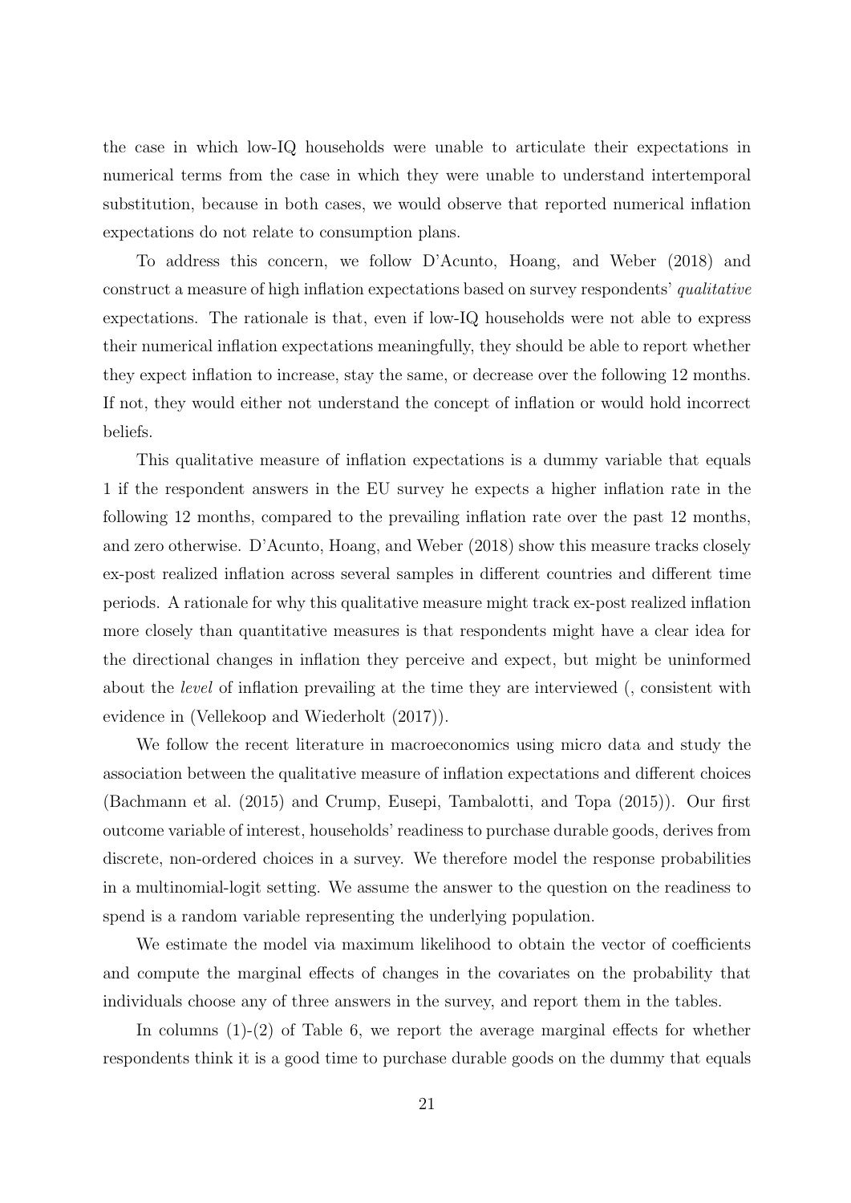the case in which low-IQ households were unable to articulate their expectations in numerical terms from the case in which they were unable to understand intertemporal substitution, because in both cases, we would observe that reported numerical inflation expectations do not relate to consumption plans.

To address this concern, we follow D'Acunto, Hoang, and Weber (2018) and construct a measure of high inflation expectations based on survey respondents' *qualitative* expectations. The rationale is that, even if low-IQ households were not able to express their numerical inflation expectations meaningfully, they should be able to report whether they expect inflation to increase, stay the same, or decrease over the following 12 months. If not, they would either not understand the concept of inflation or would hold incorrect beliefs.

This qualitative measure of inflation expectations is a dummy variable that equals 1 if the respondent answers in the EU survey he expects a higher inflation rate in the following 12 months, compared to the prevailing inflation rate over the past 12 months, and zero otherwise. D'Acunto, Hoang, and Weber (2018) show this measure tracks closely ex-post realized inflation across several samples in different countries and different time periods. A rationale for why this qualitative measure might track ex-post realized inflation more closely than quantitative measures is that respondents might have a clear idea for the directional changes in inflation they perceive and expect, but might be uninformed about the *level* of inflation prevailing at the time they are interviewed (, consistent with evidence in (Vellekoop and Wiederholt (2017)).

We follow the recent literature in macroeconomics using micro data and study the association between the qualitative measure of inflation expectations and different choices (Bachmann et al. (2015) and Crump, Eusepi, Tambalotti, and Topa (2015)). Our first outcome variable of interest, households' readiness to purchase durable goods, derives from discrete, non-ordered choices in a survey. We therefore model the response probabilities in a multinomial-logit setting. We assume the answer to the question on the readiness to spend is a random variable representing the underlying population.

We estimate the model via maximum likelihood to obtain the vector of coefficients and compute the marginal effects of changes in the covariates on the probability that individuals choose any of three answers in the survey, and report them in the tables.

In columns (1)-(2) of Table 6, we report the average marginal effects for whether respondents think it is a good time to purchase durable goods on the dummy that equals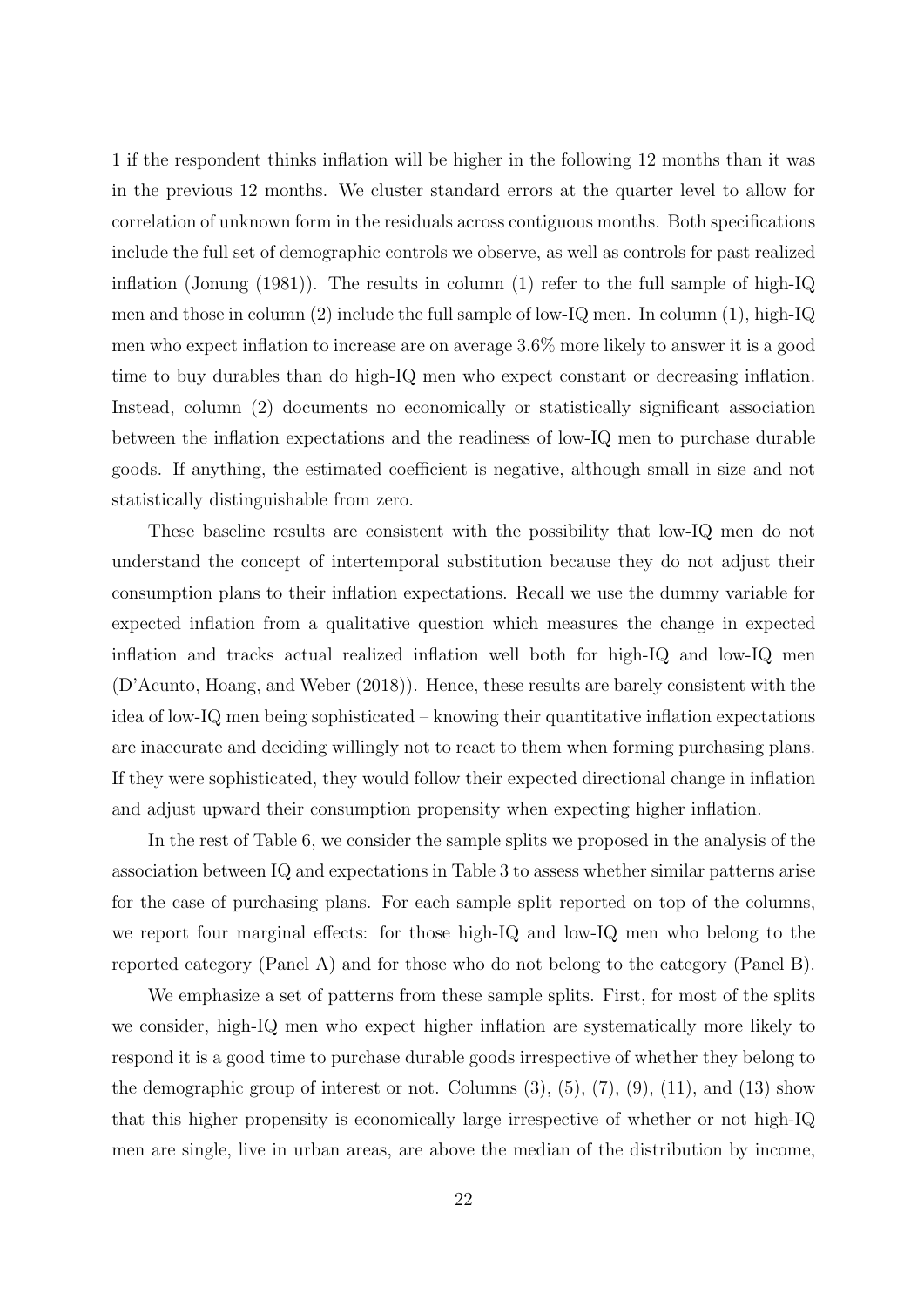1 if the respondent thinks inflation will be higher in the following 12 months than it was in the previous 12 months. We cluster standard errors at the quarter level to allow for correlation of unknown form in the residuals across contiguous months. Both specifications include the full set of demographic controls we observe, as well as controls for past realized inflation (Jonung (1981)). The results in column (1) refer to the full sample of high-IQ men and those in column (2) include the full sample of low-IQ men. In column (1), high-IQ men who expect inflation to increase are on average 3.6% more likely to answer it is a good time to buy durables than do high-IQ men who expect constant or decreasing inflation. Instead, column (2) documents no economically or statistically significant association between the inflation expectations and the readiness of low-IQ men to purchase durable goods. If anything, the estimated coefficient is negative, although small in size and not statistically distinguishable from zero.

These baseline results are consistent with the possibility that low-IQ men do not understand the concept of intertemporal substitution because they do not adjust their consumption plans to their inflation expectations. Recall we use the dummy variable for expected inflation from a qualitative question which measures the change in expected inflation and tracks actual realized inflation well both for high-IQ and low-IQ men (D'Acunto, Hoang, and Weber (2018)). Hence, these results are barely consistent with the idea of low-IQ men being sophisticated – knowing their quantitative inflation expectations are inaccurate and deciding willingly not to react to them when forming purchasing plans. If they were sophisticated, they would follow their expected directional change in inflation and adjust upward their consumption propensity when expecting higher inflation.

In the rest of Table 6, we consider the sample splits we proposed in the analysis of the association between IQ and expectations in Table 3 to assess whether similar patterns arise for the case of purchasing plans. For each sample split reported on top of the columns, we report four marginal effects: for those high-IQ and low-IQ men who belong to the reported category (Panel A) and for those who do not belong to the category (Panel B).

We emphasize a set of patterns from these sample splits. First, for most of the splits we consider, high-IQ men who expect higher inflation are systematically more likely to respond it is a good time to purchase durable goods irrespective of whether they belong to the demographic group of interest or not. Columns (3), (5), (7), (9), (11), and (13) show that this higher propensity is economically large irrespective of whether or not high-IQ men are single, live in urban areas, are above the median of the distribution by income,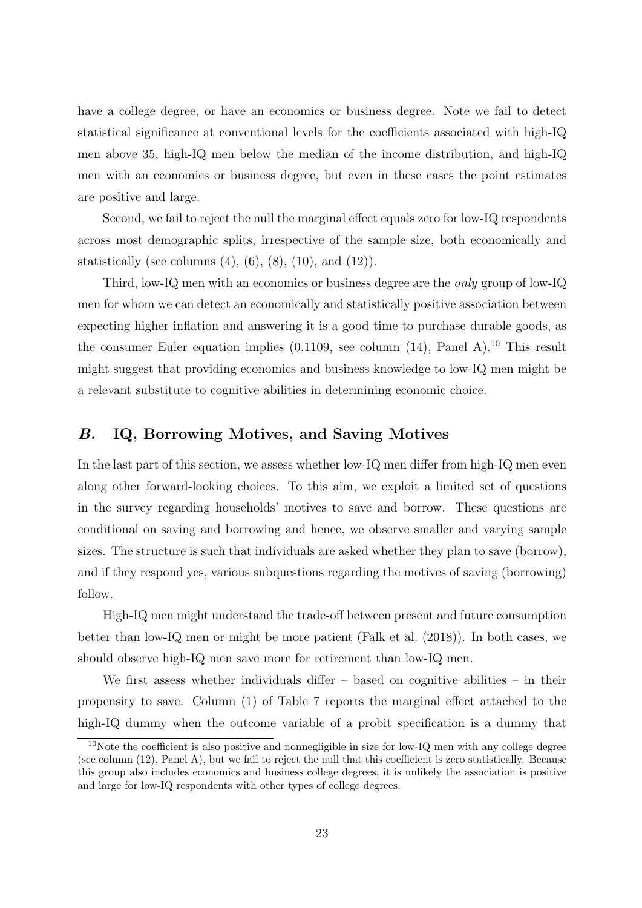have a college degree, or have an economics or business degree. Note we fail to detect statistical significance at conventional levels for the coefficients associated with high-IQ men above 35, high-IQ men below the median of the income distribution, and high-IQ men with an economics or business degree, but even in these cases the point estimates are positive and large.

Second, we fail to reject the null the marginal effect equals zero for low-IQ respondents across most demographic splits, irrespective of the sample size, both economically and statistically (see columns (4), (6), (8), (10), and (12)).

Third, low-IQ men with an economics or business degree are the *only* group of low-IQ men for whom we can detect an economically and statistically positive association between expecting higher inflation and answering it is a good time to purchase durable goods, as the consumer Euler equation implies (0.1109, see column (14), Panel A).[10] This result might suggest that providing economics and business knowledge to low-IQ men might be a relevant substitute to cognitive abilities in determining economic choice.

## *B.* IQ, Borrowing Motives, and Saving Motives

In the last part of this section, we assess whether low-IQ men differ from high-IQ men even along other forward-looking choices. To this aim, we exploit a limited set of questions in the survey regarding households' motives to save and borrow. These questions are conditional on saving and borrowing and hence, we observe smaller and varying sample sizes. The structure is such that individuals are asked whether they plan to save (borrow), and if they respond yes, various subquestions regarding the motives of saving (borrowing) follow.

High-IQ men might understand the trade-off between present and future consumption better than low-IQ men or might be more patient (Falk et al. (2018)). In both cases, we should observe high-IQ men save more for retirement than low-IQ men.

We first assess whether individuals differ – based on cognitive abilities – in their propensity to save. Column (1) of Table 7 reports the marginal effect attached to the high-IQ dummy when the outcome variable of a probit specification is a dummy that

[10] Note the coefficient is also positive and nonnegligible in size for low-IQ men with any college degree (see column (12), Panel A), but we fail to reject the null that this coefficient is zero statistically. Because this group also includes economics and business college degrees, it is unlikely the association is positive and large for low-IQ respondents with other types of college degrees.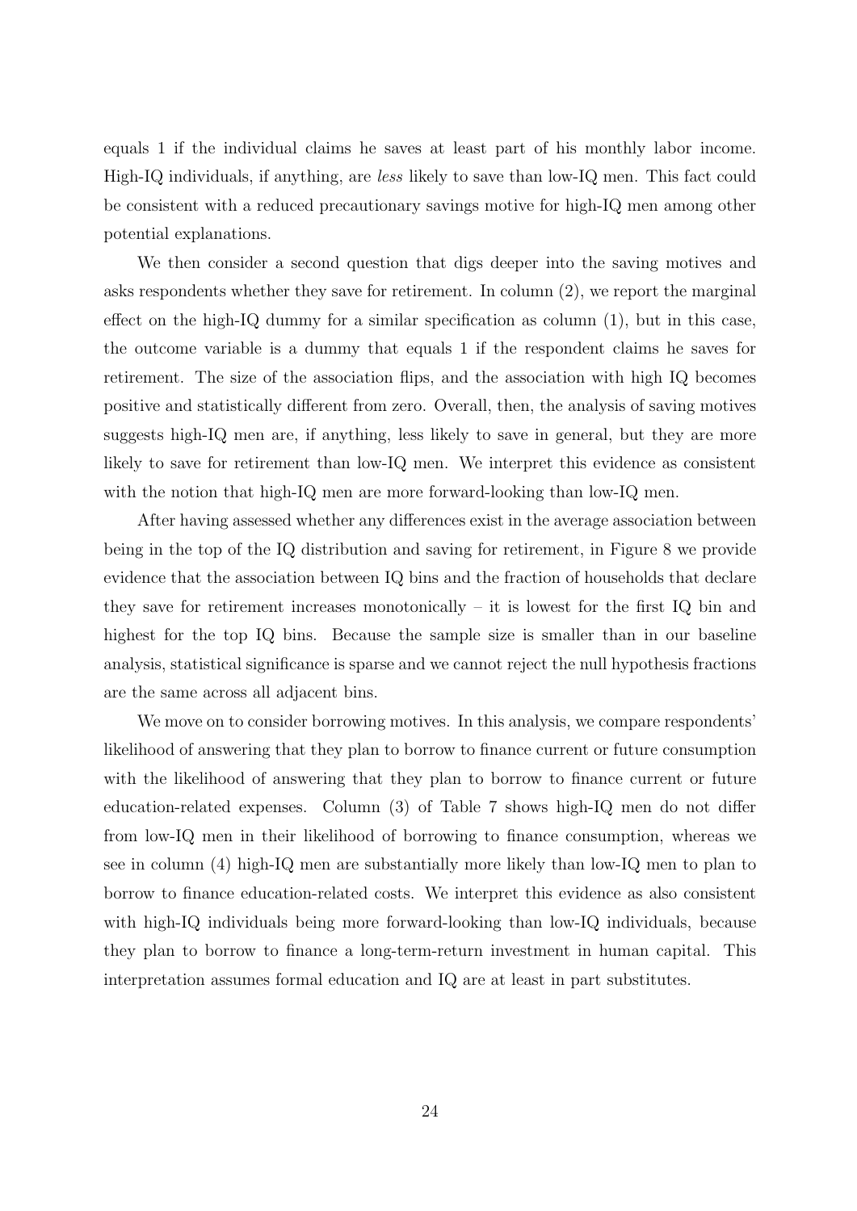equals 1 if the individual claims he saves at least part of his monthly labor income. High-IQ individuals, if anything, are *less* likely to save than low-IQ men. This fact could be consistent with a reduced precautionary savings motive for high-IQ men among other potential explanations.

We then consider a second question that digs deeper into the saving motives and asks respondents whether they save for retirement. In column (2), we report the marginal effect on the high-IQ dummy for a similar specification as column (1), but in this case, the outcome variable is a dummy that equals 1 if the respondent claims he saves for retirement. The size of the association flips, and the association with high IQ becomes positive and statistically different from zero. Overall, then, the analysis of saving motives suggests high-IQ men are, if anything, less likely to save in general, but they are more likely to save for retirement than low-IQ men. We interpret this evidence as consistent with the notion that high-IQ men are more forward-looking than low-IQ men.

After having assessed whether any differences exist in the average association between being in the top of the IQ distribution and saving for retirement, in Figure 8 we provide evidence that the association between IQ bins and the fraction of households that declare they save for retirement increases monotonically – it is lowest for the first IQ bin and highest for the top IQ bins. Because the sample size is smaller than in our baseline analysis, statistical significance is sparse and we cannot reject the null hypothesis fractions are the same across all adjacent bins.

We move on to consider borrowing motives. In this analysis, we compare respondents' likelihood of answering that they plan to borrow to finance current or future consumption with the likelihood of answering that they plan to borrow to finance current or future education-related expenses. Column (3) of Table 7 shows high-IQ men do not differ from low-IQ men in their likelihood of borrowing to finance consumption, whereas we see in column (4) high-IQ men are substantially more likely than low-IQ men to plan to borrow to finance education-related costs. We interpret this evidence as also consistent with high-IQ individuals being more forward-looking than low-IQ individuals, because they plan to borrow to finance a long-term-return investment in human capital. This interpretation assumes formal education and IQ are at least in part substitutes.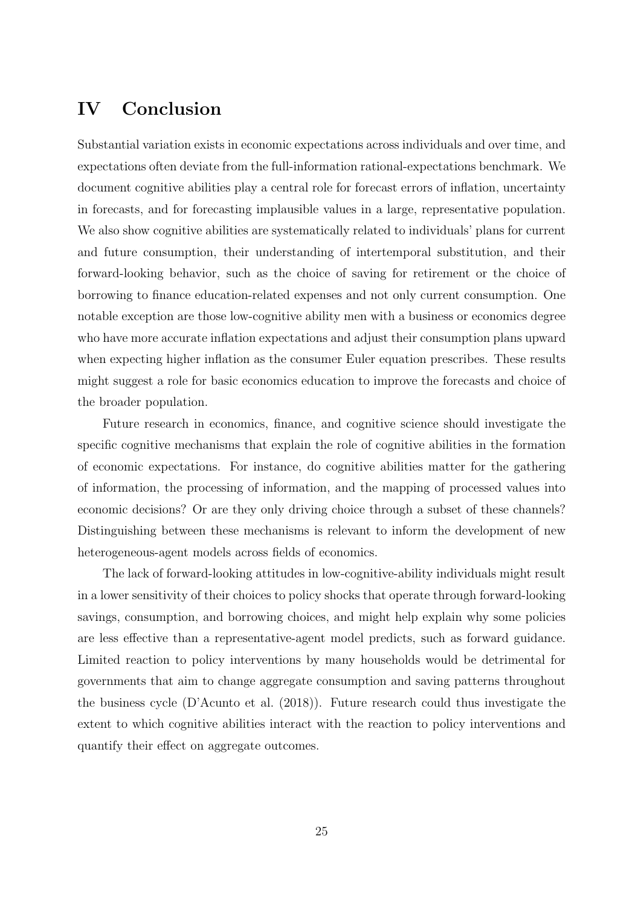# IV Conclusion

Substantial variation exists in economic expectations across individuals and over time, and expectations often deviate from the full-information rational-expectations benchmark. We document cognitive abilities play a central role for forecast errors of inflation, uncertainty in forecasts, and for forecasting implausible values in a large, representative population. We also show cognitive abilities are systematically related to individuals' plans for current and future consumption, their understanding of intertemporal substitution, and their forward-looking behavior, such as the choice of saving for retirement or the choice of borrowing to finance education-related expenses and not only current consumption. One notable exception are those low-cognitive ability men with a business or economics degree who have more accurate inflation expectations and adjust their consumption plans upward when expecting higher inflation as the consumer Euler equation prescribes. These results might suggest a role for basic economics education to improve the forecasts and choice of the broader population.

Future research in economics, finance, and cognitive science should investigate the specific cognitive mechanisms that explain the role of cognitive abilities in the formation of economic expectations. For instance, do cognitive abilities matter for the gathering of information, the processing of information, and the mapping of processed values into economic decisions? Or are they only driving choice through a subset of these channels? Distinguishing between these mechanisms is relevant to inform the development of new heterogeneous-agent models across fields of economics.

The lack of forward-looking attitudes in low-cognitive-ability individuals might result in a lower sensitivity of their choices to policy shocks that operate through forward-looking savings, consumption, and borrowing choices, and might help explain why some policies are less effective than a representative-agent model predicts, such as forward guidance. Limited reaction to policy interventions by many households would be detrimental for governments that aim to change aggregate consumption and saving patterns throughout the business cycle (D'Acunto et al. (2018)). Future research could thus investigate the extent to which cognitive abilities interact with the reaction to policy interventions and quantify their effect on aggregate outcomes.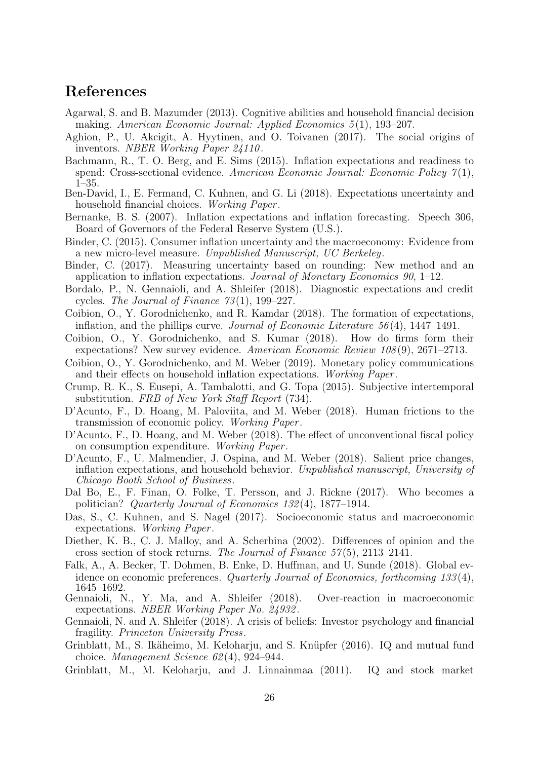# References

Agarwal, S. and B. Mazumder (2013). Cognitive abilities and household financial decision making. *American Economic Journal: Applied Economics 5*(1), 193–207.

Aghion, P., U. Akcigit, A. Hyytinen, and O. Toivanen (2017). The social origins of inventors. *NBER Working Paper 24110*.

Bachmann, R., T. O. Berg, and E. Sims (2015). Inflation expectations and readiness to spend: Cross-sectional evidence. *American Economic Journal: Economic Policy 7*(1), 1–35.

Ben-David, I., E. Fermand, C. Kuhnen, and G. Li (2018). Expectations uncertainty and household financial choices. *Working Paper*.

Bernanke, B. S. (2007). Inflation expectations and inflation forecasting. Speech 306, Board of Governors of the Federal Reserve System (U.S.).

Binder, C. (2015). Consumer inflation uncertainty and the macroeconomy: Evidence from a new micro-level measure. *Unpublished Manuscript, UC Berkeley*.

Binder, C. (2017). Measuring uncertainty based on rounding: New method and an application to inflation expectations. *Journal of Monetary Economics 90*, 1–12.

Bordalo, P., N. Gennaioli, and A. Shleifer (2018). Diagnostic expectations and credit cycles. *The Journal of Finance 73*(1), 199–227.

Coibion, O., Y. Gorodnichenko, and R. Kamdar (2018). The formation of expectations, inflation, and the phillips curve. *Journal of Economic Literature 56*(4), 1447–1491.

Coibion, O., Y. Gorodnichenko, and S. Kumar (2018). How do firms form their expectations? New survey evidence. *American Economic Review 108*(9), 2671–2713.

Coibion, O., Y. Gorodnichenko, and M. Weber (2019). Monetary policy communications and their effects on household inflation expectations. *Working Paper*.

Crump, R. K., S. Eusepi, A. Tambalotti, and G. Topa (2015). Subjective intertemporal substitution. *FRB of New York Staff Report* (734).

D'Acunto, F., D. Hoang, M. Paloviita, and M. Weber (2018). Human frictions to the transmission of economic policy. *Working Paper*.

D'Acunto, F., D. Hoang, and M. Weber (2018). The effect of unconventional fiscal policy on consumption expenditure. *Working Paper*.

D'Acunto, F., U. Malmendier, J. Ospina, and M. Weber (2018). Salient price changes, inflation expectations, and household behavior. *Unpublished manuscript, University of Chicago Booth School of Business*.

Dal Bo, E., F. Finan, O. Folke, T. Persson, and J. Rickne (2017). Who becomes a politician? *Quarterly Journal of Economics 132*(4), 1877–1914.

Das, S., C. Kuhnen, and S. Nagel (2017). Socioeconomic status and macroeconomic expectations. *Working Paper*.

Diether, K. B., C. J. Malloy, and A. Scherbina (2002). Differences of opinion and the cross section of stock returns. *The Journal of Finance 57*(5), 2113–2141.

Falk, A., A. Becker, T. Dohmen, B. Enke, D. Huffman, and U. Sunde (2018). Global evidence on economic preferences. *Quarterly Journal of Economics, forthcoming 133*(4), 1645–1692.

Gennaioli, N., Y. Ma, and A. Shleifer (2018). Over-reaction in macroeconomic expectations. *NBER Working Paper No. 24932*.

Gennaioli, N. and A. Shleifer (2018). A crisis of beliefs: Investor psychology and financial fragility. *Princeton University Press*.

Grinblatt, M., S. Ikäheimo, M. Keloharju, and S. Knüpfer (2016). IQ and mutual fund choice. *Management Science 62*(4), 924–944.

Grinblatt, M., M. Keloharju, and J. Linnainmaa (2011). IQ and stock market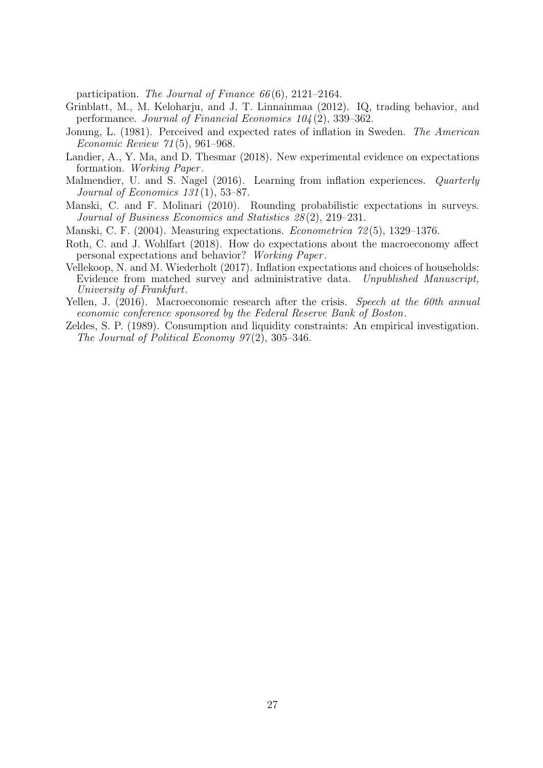participation. *The Journal of Finance 66*(6), 2121–2164.

Grinblatt, M., M. Keloharju, and J. T. Linnainmaa (2012). IQ, trading behavior, and performance. *Journal of Financial Economics 104*(2), 339–362.

Jonung, L. (1981). Perceived and expected rates of inflation in Sweden. *The American Economic Review 71*(5), 961–968.

Landier, A., Y. Ma, and D. Thesmar (2018). New experimental evidence on expectations formation. *Working Paper*.

Malmendier, U. and S. Nagel (2016). Learning from inflation experiences. *Quarterly Journal of Economics 131*(1), 53–87.

Manski, C. and F. Molinari (2010). Rounding probabilistic expectations in surveys. *Journal of Business Economics and Statistics 28*(2), 219–231.

Manski, C. F. (2004). Measuring expectations. *Econometrica 72*(5), 1329–1376.

Roth, C. and J. Wohlfart (2018). How do expectations about the macroeconomy affect personal expectations and behavior? *Working Paper*.

Vellekoop, N. and M. Wiederholt (2017). Inflation expectations and choices of households: Evidence from matched survey and administrative data. *Unpublished Manuscript, University of Frankfurt*.

Yellen, J. (2016). Macroeconomic research after the crisis. *Speech at the 60th annual economic conference sponsored by the Federal Reserve Bank of Boston*.

Zeldes, S. P. (1989). Consumption and liquidity constraints: An empirical investigation. *The Journal of Political Economy 97*(2), 305–346.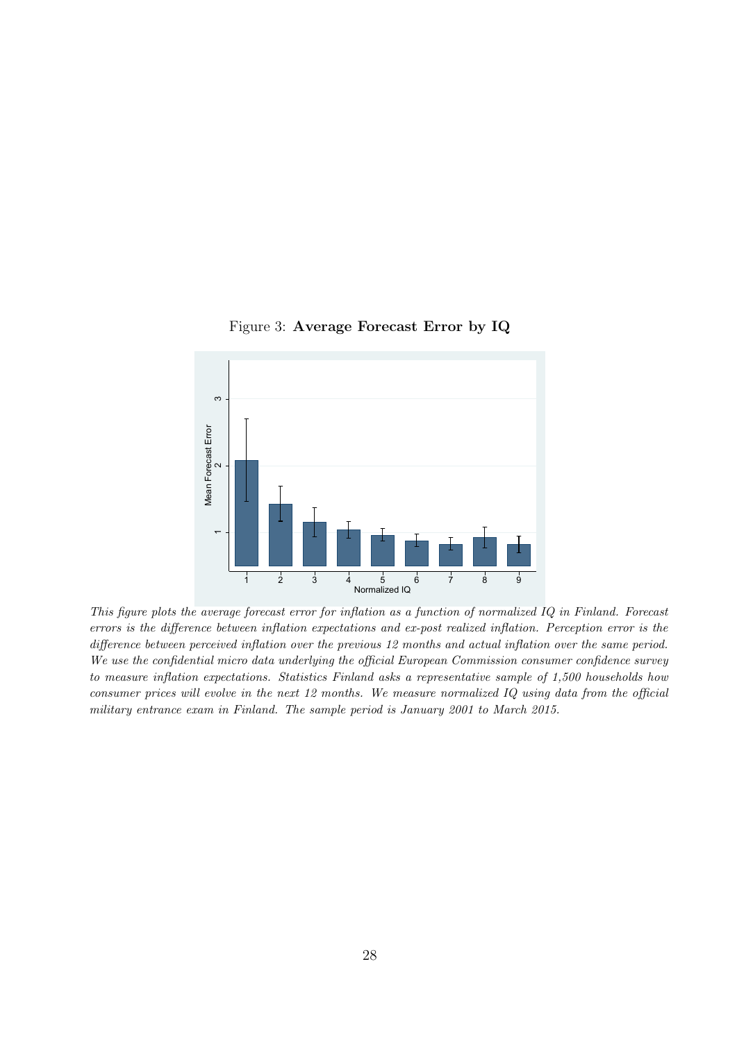Figure 3: **Average Forecast Error by IQ**

*This figure plots the average forecast error for inflation as a function of normalized IQ in Finland. Forecast errors is the difference between inflation expectations and ex-post realized inflation. Perception error is the difference between perceived inflation over the previous 12 months and actual inflation over the same period. We use the confidential micro data underlying the official European Commission consumer confidence survey to measure inflation expectations. Statistics Finland asks a representative sample of 1,500 households how consumer prices will evolve in the next 12 months. We measure normalized IQ using data from the official military entrance exam in Finland. The sample period is January 2001 to March 2015.*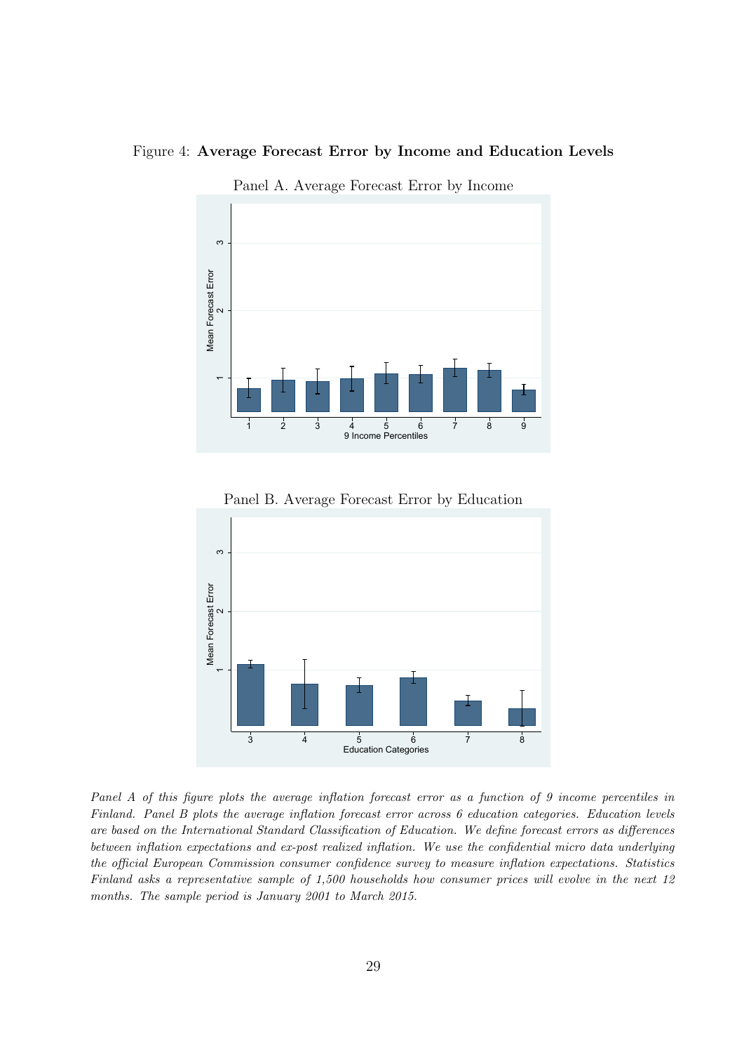Figure 4: **Average Forecast Error by Income and Education Levels**

Panel A. Average Forecast Error by Income

Panel B. Average Forecast Error by Education

*Panel A of this figure plots the average inflation forecast error as a function of 9 income percentiles in Finland. Panel B plots the average inflation forecast error across 6 education categories. Education levels are based on the International Standard Classification of Education. We define forecast errors as differences between inflation expectations and ex-post realized inflation. We use the confidential micro data underlying the official European Commission consumer confidence survey to measure inflation expectations. Statistics Finland asks a representative sample of 1,500 households how consumer prices will evolve in the next 12 months. The sample period is January 2001 to March 2015.*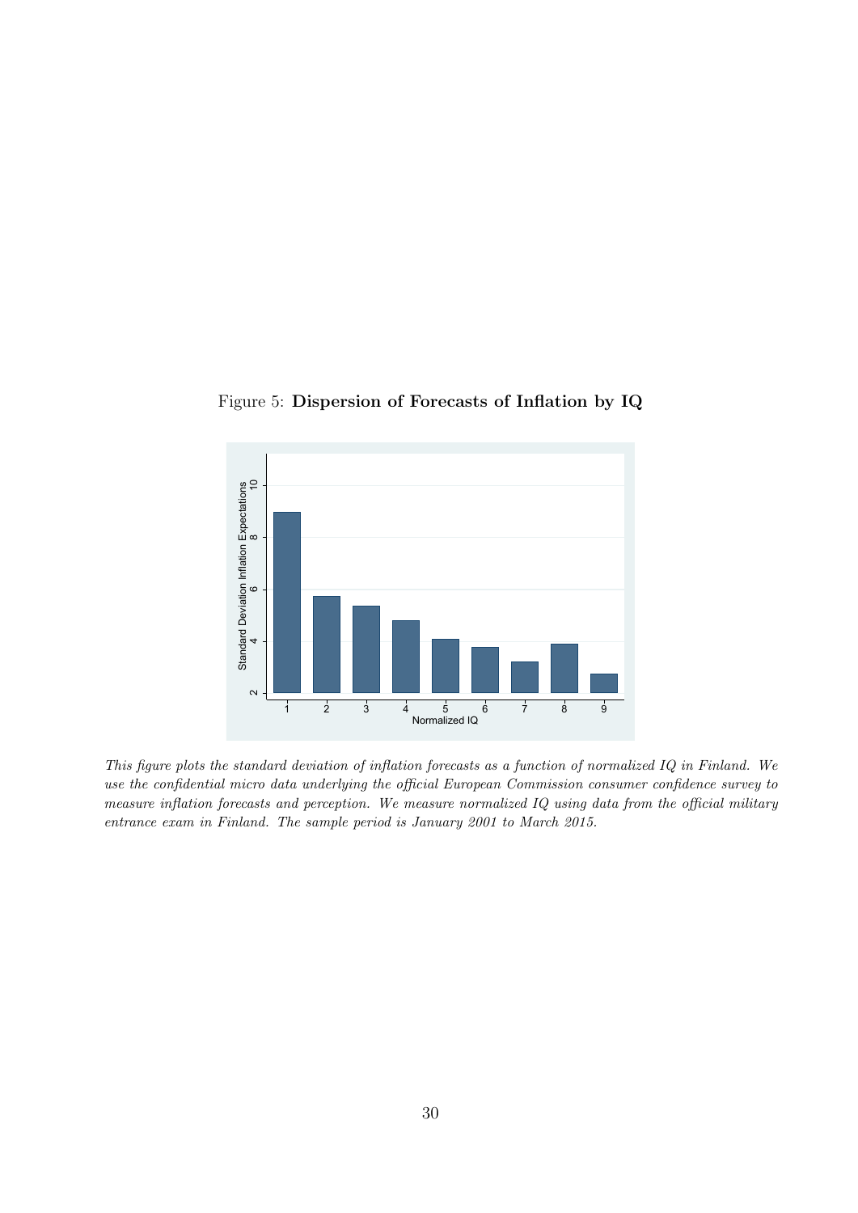Figure 5: **Dispersion of Forecasts of Inflation by IQ**

*This figure plots the standard deviation of inflation forecasts as a function of normalized IQ in Finland. We use the confidential micro data underlying the official European Commission consumer confidence survey to measure inflation forecasts and perception. We measure normalized IQ using data from the official military entrance exam in Finland. The sample period is January 2001 to March 2015.*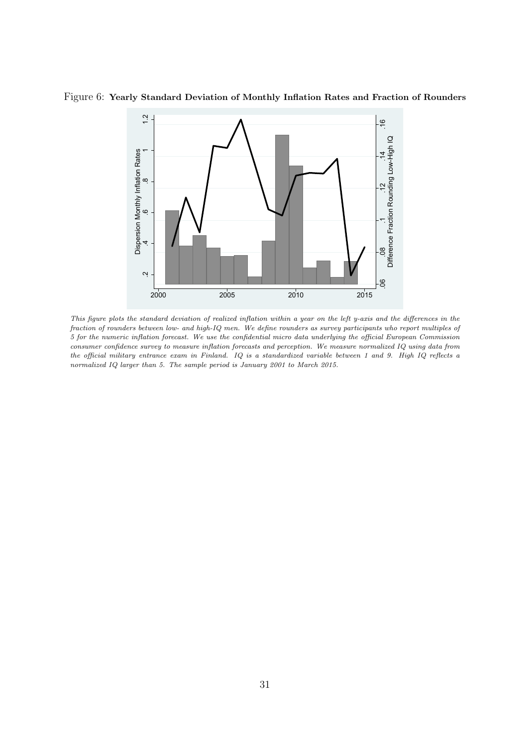Figure 6: **Yearly Standard Deviation of Monthly Inflation Rates and Fraction of Rounders**

*This figure plots the standard deviation of realized inflation within a year on the left y-axis and the differences in the fraction of rounders between low- and high-IQ men. We define rounders as survey participants who report multiples of 5 for the numeric inflation forecast. We use the confidential micro data underlying the official European Commission consumer confidence survey to measure inflation forecasts and perception. We measure normalized IQ using data from the official military entrance exam in Finland. IQ is a standardized variable between 1 and 9. High IQ reflects a normalized IQ larger than 5. The sample period is January 2001 to March 2015.*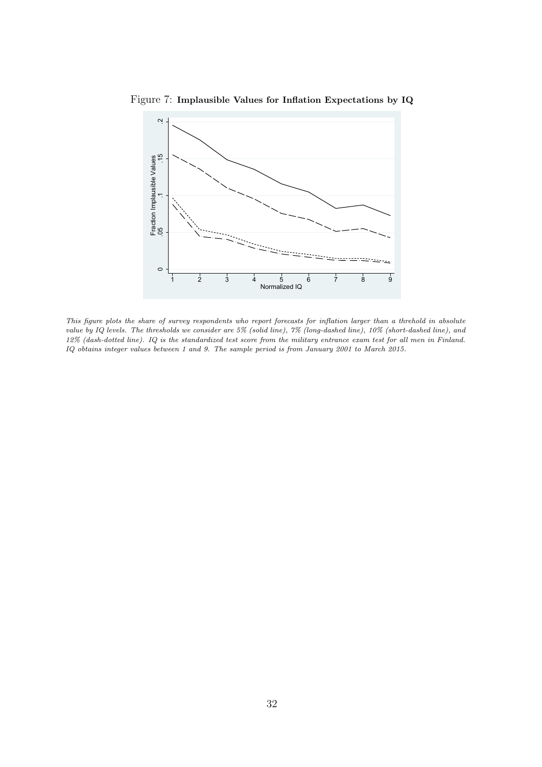Figure 7: **Implausible Values for Inflation Expectations by IQ**

*This figure plots the share of survey respondents who report forecasts for inflation larger than a threhold in absolute value by IQ levels. The thresholds we consider are 5% (solid line), 7% (long-dashed line), 10% (short-dashed line), and 12% (dash-dotted line). IQ is the standardized test score from the military entrance exam test for all men in Finland. IQ obtains integer values between 1 and 9. The sample period is from January 2001 to March 2015.*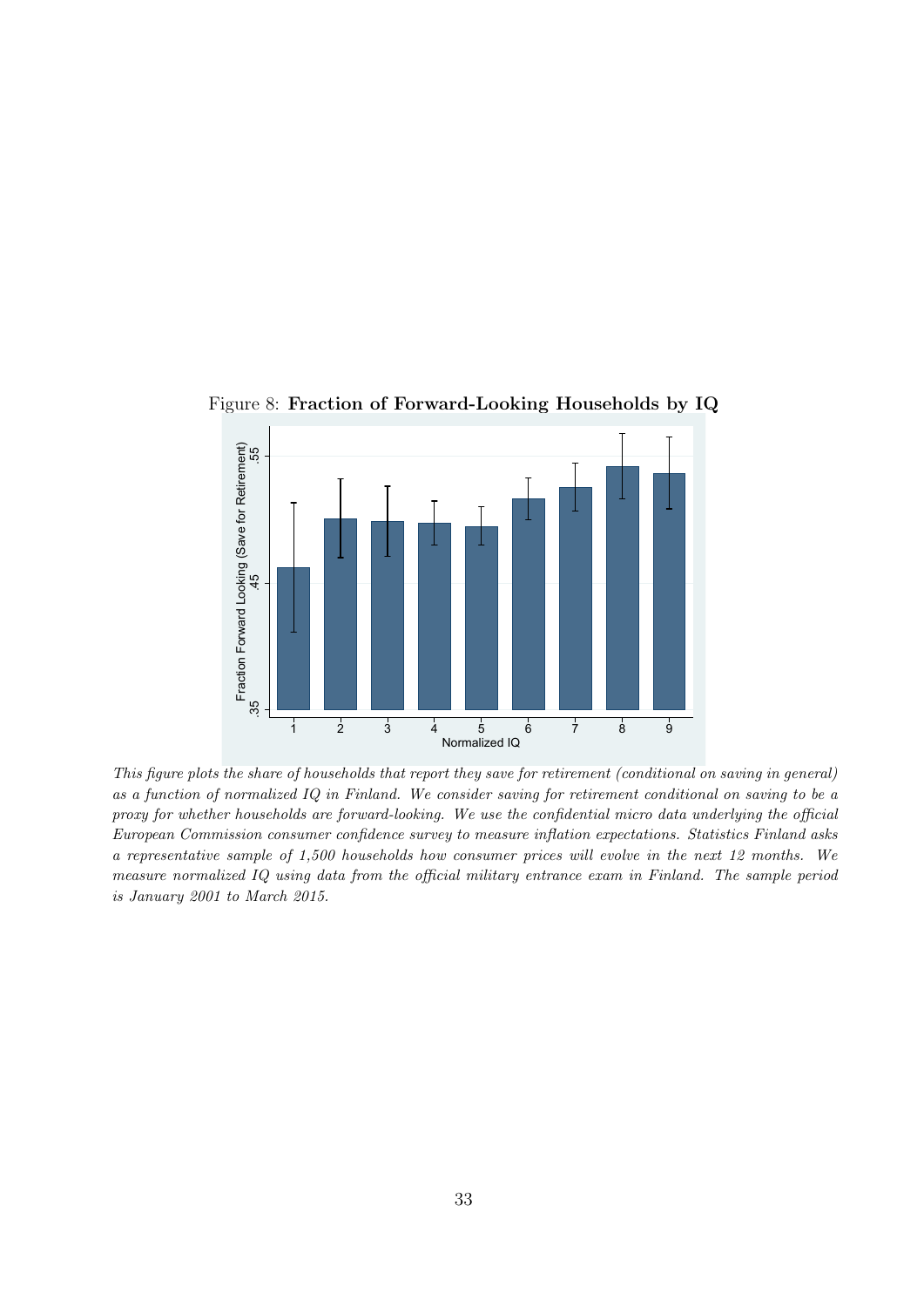Figure 8: **Fraction of Forward-Looking Households by IQ**

*This figure plots the share of households that report they save for retirement (conditional on saving in general) as a function of normalized IQ in Finland. We consider saving for retirement conditional on saving to be a proxy for whether households are forward-looking. We use the confidential micro data underlying the official European Commission consumer confidence survey to measure inflation expectations. Statistics Finland asks a representative sample of 1,500 households how consumer prices will evolve in the next 12 months. We measure normalized IQ using data from the official military entrance exam in Finland. The sample period is January 2001 to March 2015.*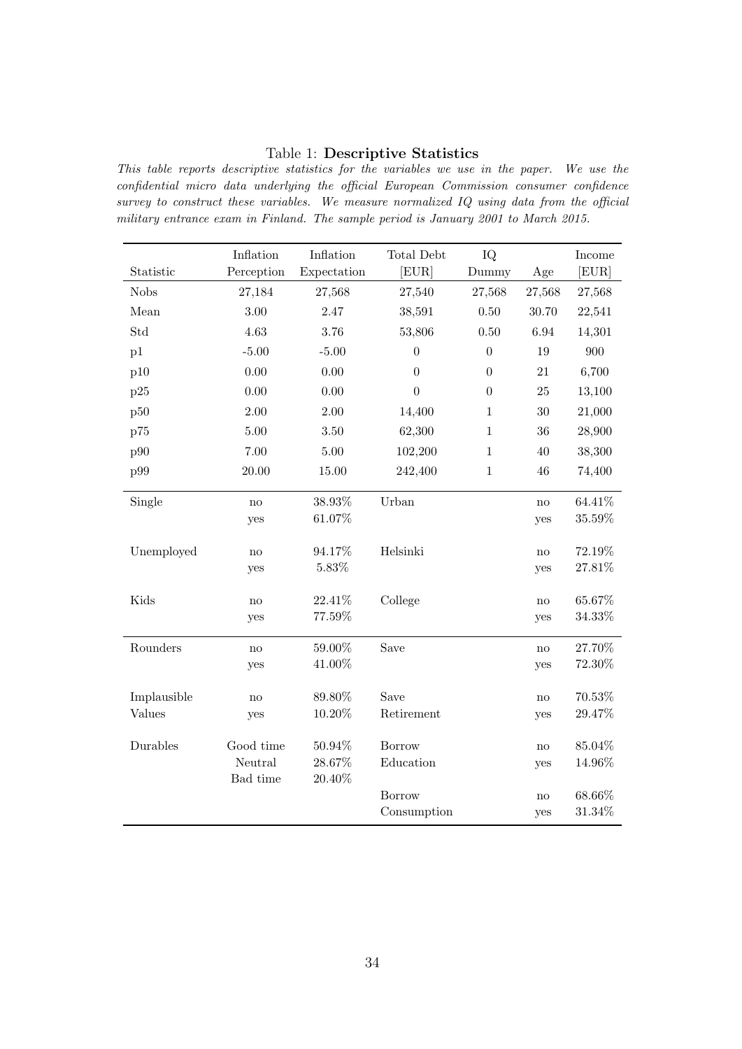Table 1: **Descriptive Statistics**

*This table reports descriptive statistics for the variables we use in the paper. We use the confidential micro data underlying the official European Commission consumer confidence survey to construct these variables. We measure normalized IQ using data from the official military entrance exam in Finland. The sample period is January 2001 to March 2015.*

| Statistic | Inflation Perception | Inflation Expectation | Total Debt [EUR] | IQ Dummy | Age | Income [EUR] |
|---|---|---|---|---|---|---|
| Nobs | 27,184 | 27,568 | 27,540 | 27,568 | 27,568 | 27,568 |
| Mean | 3.00 | 2.47 | 38,591 | 0.50 | 30.70 | 22,541 |
| Std | 4.63 | 3.76 | 53,806 | 0.50 | 6.94 | 14,301 |
| p1 | -5.00 | -5.00 | 0 | 0 | 19 | 900 |
| p10 | 0.00 | 0.00 | 0 | 0 | 21 | 6,700 |
| p25 | 0.00 | 0.00 | 0 | 0 | 25 | 13,100 |
| p50 | 2.00 | 2.00 | 14,400 | 1 | 30 | 21,000 |
| p75 | 5.00 | 3.50 | 62,300 | 1 | 36 | 28,900 |
| p90 | 7.00 | 5.00 | 102,200 | 1 | 40 | 38,300 |
| p99 | 20.00 | 15.00 | 242,400 | 1 | 46 | 74,400 |
| Single | no | 38.93% | Urban | | no | 64.41% |
| | yes | 61.07% | | | yes | 35.59% |
| Unemployed | no | 94.17% | Helsinki | | no | 72.19% |
| | yes | 5.83% | | | yes | 27.81% |
| Kids | no | 22.41% | College | | no | 65.67% |
| | yes | 77.59% | | | yes | 34.33% |
| Rounders | no | 59.00% | Save | | no | 27.70% |
| | yes | 41.00% | | | yes | 72.30% |
| Implausible | no | 89.80% | Save | | no | 70.53% |
| Values | yes | 10.20% | Retirement | | yes | 29.47% |
| Durables | Good time | 50.94% | Borrow | | no | 85.04% |
| | Neutral | 28.67% | Education | | yes | 14.96% |
| | Bad time | 20.40% | | | | |
| | | | Borrow | | no | 68.66% |
| | | | Consumption | | yes | 31.34% |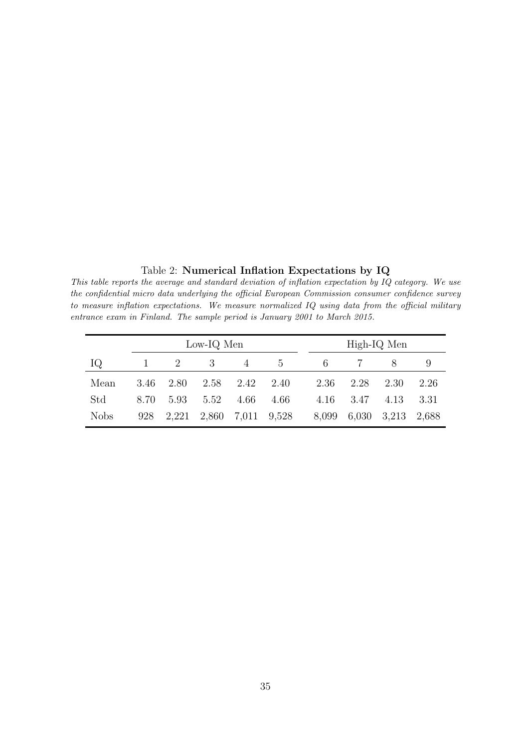Table 2: **Numerical Inflation Expectations by IQ**

*This table reports the average and standard deviation of inflation expectation by IQ category. We use the confidential micro data underlying the official European Commission consumer confidence survey to measure inflation expectations. We measure normalized IQ using data from the official military entrance exam in Finland. The sample period is January 2001 to March 2015.*

| | Low-IQ Men | | | | | High-IQ Men | | | |
|---|---|---|---|---|---|---|---|---|---|
| IQ | 1 | 2 | 3 | 4 | 5 | 6 | 7 | 8 | 9 |
| Mean | 3.46 | 2.80 | 2.58 | 2.42 | 2.40 | 2.36 | 2.28 | 2.30 | 2.26 |
| Std | 8.70 | 5.93 | 5.52 | 4.66 | 4.66 | 4.16 | 3.47 | 4.13 | 3.31 |
| Nobs | 928 | 2,221 | 2,860 | 7,011 | 9,528 | 8,099 | 6,030 | 3,213 | 2,688 |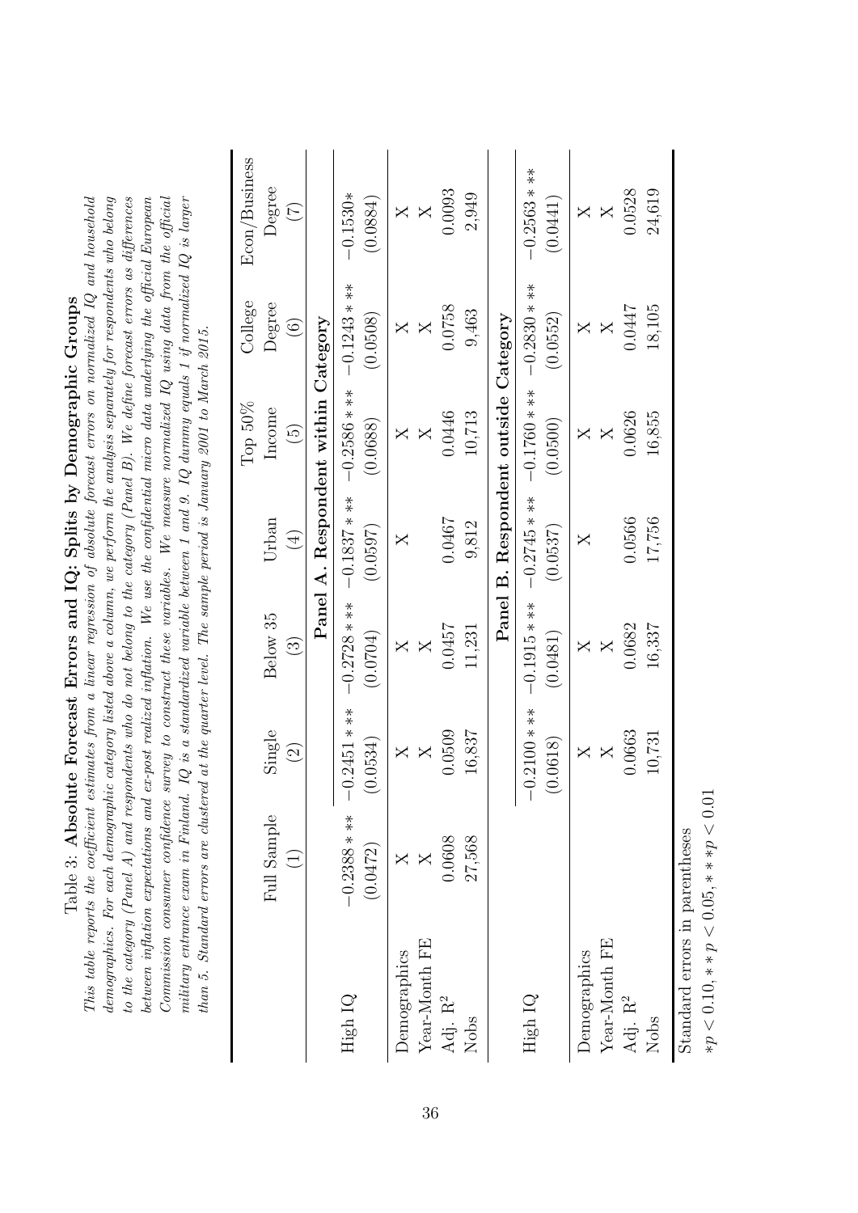Table 3: **Absolute Forecast Errors and IQ: Splits by Demographic Groups**

*This table reports the coefficient estimates from a linear regression of absolute forecast errors on normalized IQ and household demographics. For each demographic category listed above a column, we perform the analysis separately for respondents who belong to the category (Panel A) and respondents who do not belong to the category (Panel B). We define forecast errors as differences between inflation expectations and ex-post realized inflation. We use the confidential micro data underlying the official European Commission consumer confidence survey to construct these variables. We measure normalized IQ using data from the official military entrance exam in Finland. IQ is a standardized variable between 1 and 9. IQ dummy equals 1 if normalized IQ is larger than 5. Standard errors are clustered at the quarter level. The sample period is January 2001 to March 2015.*

| | Full Sample | Single | Below 35 | Urban | Top 50% Income | College Degree | Econ/Business Degree |
|---|---|---|---|---|---|---|---|
| | (1) | (2) | (3) | (4) | (5) | (6) | (7) |
| | | | **Panel A. Respondent within Category** | | | | |
| High IQ | $-0.2388***$ | $-0.2451***$ | $-0.2728***$ | $-0.1837***$ | $-0.2586***$ | $-0.1243***$ | $-0.1530*$ |
| | (0.0472) | (0.0534) | (0.0704) | (0.0597) | (0.0688) | (0.0508) | (0.0884) |
| Demographics | X | X | X | X | X | X | X |
| Year-Month FE | X | X | X | | X | X | X |
| Adj. $R^2$ | 0.0608 | 0.0509 | 0.0457 | 0.0467 | 0.0446 | 0.0758 | 0.0093 |
| Nobs | 27,568 | 16,837 | 11,231 | 9,812 | 10,713 | 9,463 | 2,949 |
| | | | **Panel B. Respondent outside Category** | | | | |
| High IQ | | $-0.2100***$ | $-0.1915***$ | $-0.2745***$ | $-0.1760***$ | $-0.2830***$ | $-0.2563***$ |
| | | (0.0618) | (0.0481) | (0.0537) | (0.0500) | (0.0552) | (0.0441) |
| Demographics | | X | X | X | X | X | X |
| Year-Month FE | | X | X | | X | X | X |
| Adj. $R^2$ | | 0.0663 | 0.0682 | 0.0566 | 0.0626 | 0.0447 | 0.0528 |
| Nobs | | 10,731 | 16,337 | 17,756 | 16,855 | 18,105 | 24,619 |

Standard errors in parentheses

$*p < 0.10, **p < 0.05, ***p < 0.01$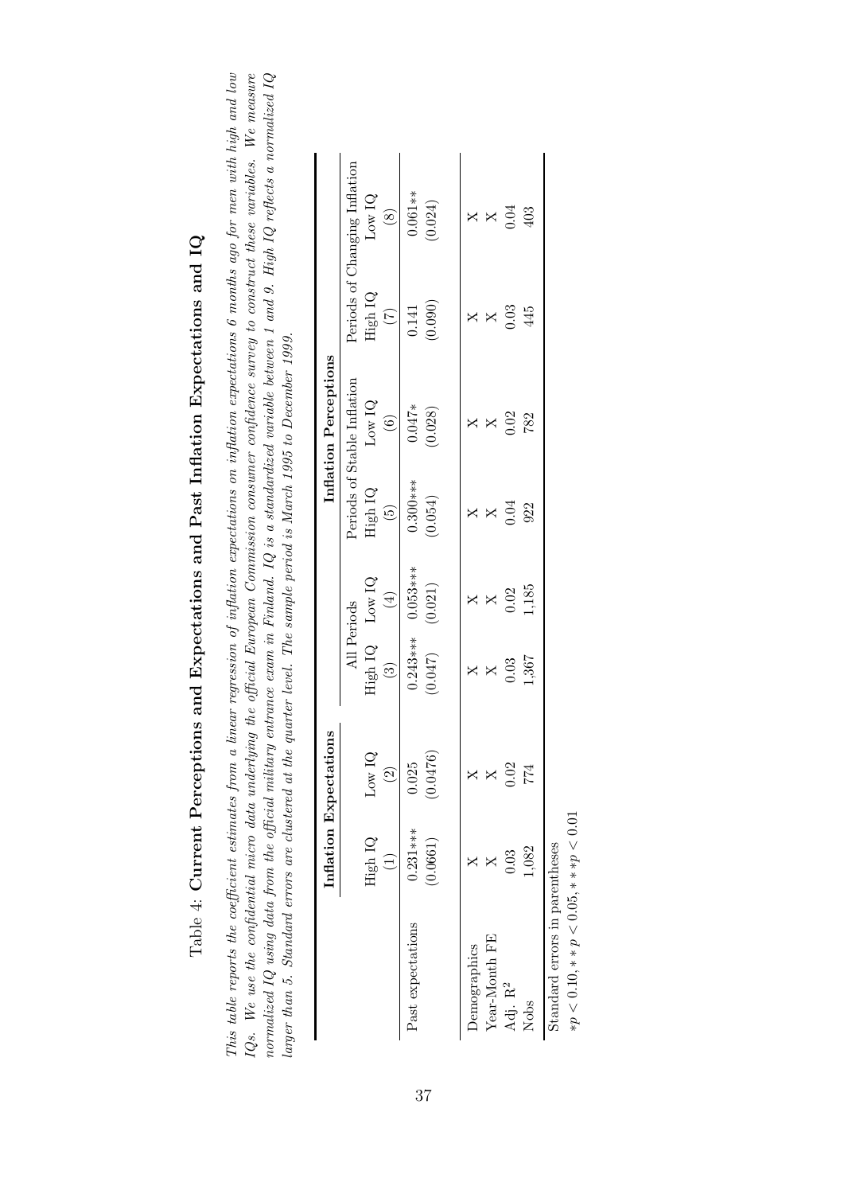Table 4: **Current Perceptions and Expectations and Past Inflation Expectations and IQ**

*This table reports the coefficient estimates from a linear regression of inflation expectations on inflation expectations 6 months ago for men with high and low IQs. We use the confidential micro data underlying the official European Commission consumer confidence survey to construct these variables. We measure normalized IQ using data from the official military entrance exam in Finland. IQ is a standardized variable between 1 and 9. High IQ reflects a normalized IQ larger than 5. Standard errors are clustered at the quarter level. The sample period is March 1995 to December 1999.*

| | **Inflation Expectations** | | **Inflation Perceptions** | | | | | |
|---|---|---|---|---|---|---|---|---|
| | | | All Periods | | Periods of Stable Inflation | | Periods of Changing Inflation | |
| | High IQ | Low IQ | High IQ | Low IQ | High IQ | Low IQ | High IQ | Low IQ |
| | (1) | (2) | (3) | (4) | (5) | (6) | (7) | (8) |
| Past expectations | 0.231*** | 0.025 | 0.243*** | 0.053*** | 0.300*** | 0.047* | 0.141 | 0.061** |
| | (0.0661) | (0.0476) | (0.047) | (0.021) | (0.054) | (0.028) | (0.090) | (0.024) |
| Demographics | X | X | X | X | X | X | X | X |
| Year-Month FE | X | X | X | X | X | X | X | X |
| Adj. $R^2$ | 0.03 | 0.02 | 0.03 | 0.02 | 0.04 | 0.02 | 0.03 | 0.04 |
| Nobs | 1,082 | 774 | 1,367 | 1,185 | 922 | 782 | 445 | 403 |

Standard errors in parentheses
$*p < 0.10, **p < 0.05, ***p < 0.01$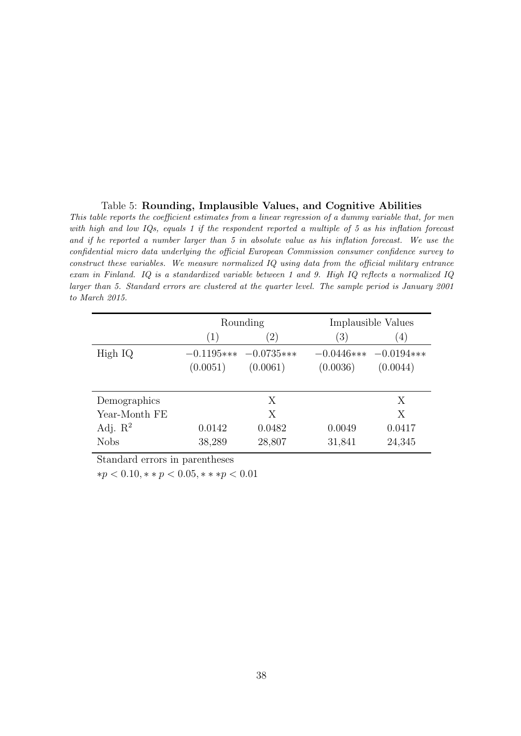Table 5: **Rounding, Implausible Values, and Cognitive Abilities**

*This table reports the coefficient estimates from a linear regression of a dummy variable that, for men with high and low IQs, equals 1 if the respondent reported a multiple of 5 as his inflation forecast and if he reported a number larger than 5 in absolute value as his inflation forecast. We use the confidential micro data underlying the official European Commission consumer confidence survey to construct these variables. We measure normalized IQ using data from the official military entrance exam in Finland. IQ is a standardized variable between 1 and 9. High IQ reflects a normalized IQ larger than 5. Standard errors are clustered at the quarter level. The sample period is January 2001 to March 2015.*

| | Rounding | | Implausible Values | |
|---|---|---|---|---|
| | (1) | (2) | (3) | (4) |
| High IQ | −0.1195∗∗∗ | −0.0735∗∗∗ | −0.0446∗∗∗ | −0.0194∗∗∗ |
| | (0.0051) | (0.0061) | (0.0036) | (0.0044) |
| Demographics | | X | | X |
| Year-Month FE | | X | | X |
| Adj. $R^2$ | 0.0142 | 0.0482 | 0.0049 | 0.0417 |
| Nobs | 38,289 | 28,807 | 31,841 | 24,345 |

Standard errors in parentheses

$*p < 0.10, **p < 0.05, ***p < 0.01$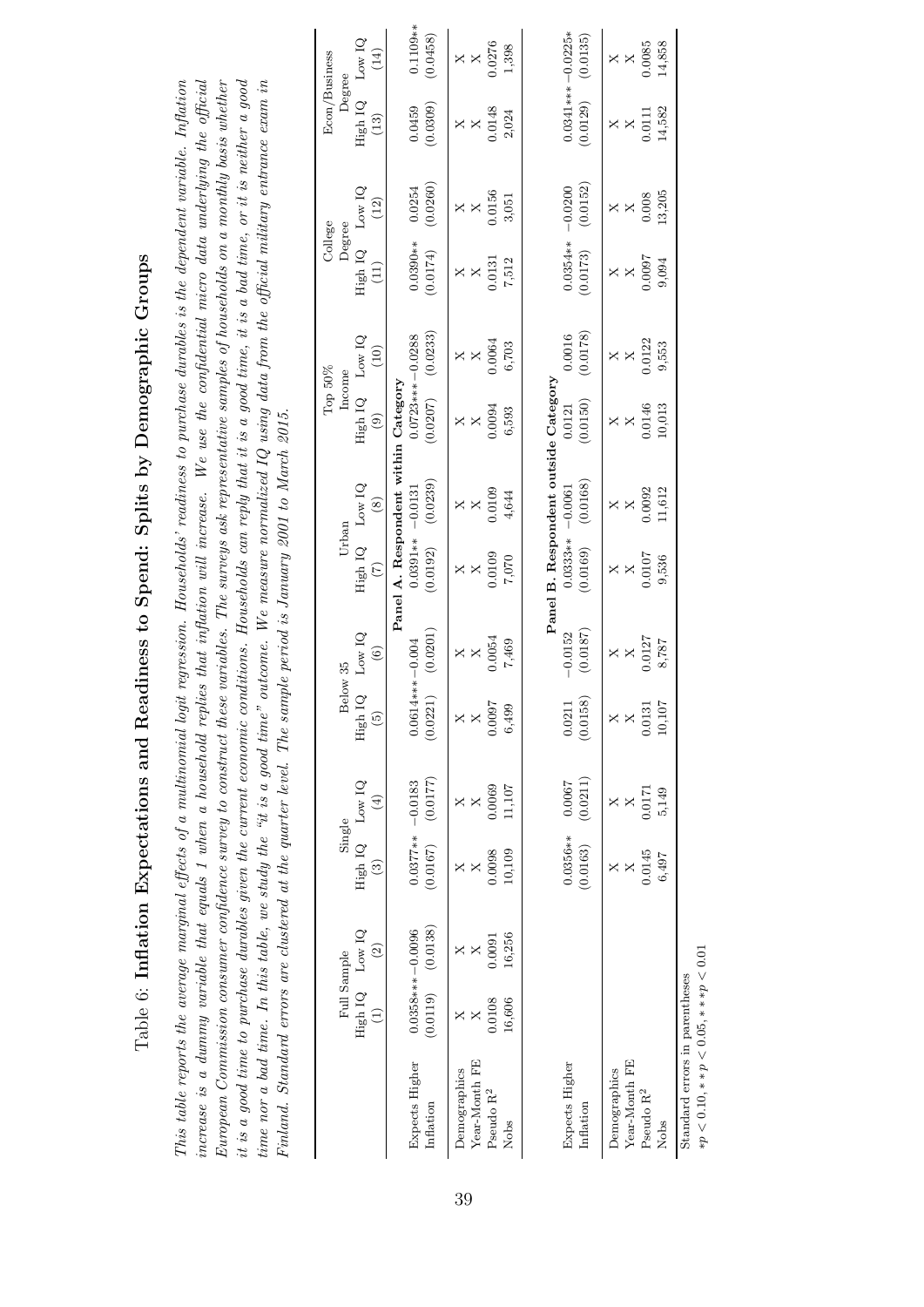# Table 6: Inflation Expectations and Readiness to Spend: Splits by Demographic Groups

*This table reports the average marginal effects of a multinomial logit regression. Households' readiness to purchase durables is the dependent variable. Inflation increase is a dummy variable that equals 1 when a household replies that inflation will increase. We use the confidential micro data underlying the official European Commission consumer confidence survey to construct these variables. The surveys ask representative samples of households on a monthly basis whether it is a good time to purchase durables given the current economic conditions. Households can reply that it is a good time, it is a bad time, or it is neither a good time nor a bad time. In this table, we study the "it is a good time" outcome. We measure normalized IQ using data from the official military entrance exam in Finland. Standard errors are clustered at the quarter level. The sample period is January 2001 to March 2015.*

| | Full Sample | | Single | | Below 35 | | Urban | | Top 50% Income | | College Degree | | Econ/Business Degree | |
|---|---|---|---|---|---|---|---|---|---|---|---|---|---|---|
| | High IQ | Low IQ | High IQ | Low IQ | High IQ | Low IQ | High IQ | Low IQ | High IQ | Low IQ | High IQ | Low IQ | High IQ | Low IQ |
| | (1) | (2) | (3) | (4) | (5) | (6) | (7) | (8) | (9) | (10) | (11) | (12) | (13) | (14) |
| **Panel A. Respondent within Category** | | | | | | | | | | | | | | |
| Expects Higher Inflation | 0.0358*** | −0.0096 | 0.0377** | −0.0183 | 0.0614*** | −0.004 | 0.0391** | −0.0131 | 0.0723*** | −0.0288 | 0.0390** | 0.0254 | 0.0459 | 0.1109** |
| | (0.0119) | (0.0138) | (0.0167) | (0.0177) | (0.0221) | (0.0201) | (0.0192) | (0.0239) | (0.0207) | (0.0233) | (0.0174) | (0.0260) | (0.0309) | (0.0458) |
| Demographics | X | X | X | X | X | X | X | X | X | X | X | X | X | X |
| Year-Month FE | X | X | X | X | X | X | X | X | X | X | X | X | X | X |
| Pseudo $R^2$ | 0.0108 | 0.0091 | 0.0098 | 0.0069 | 0.0097 | 0.0054 | 0.0109 | 0.0109 | 0.0094 | 0.0064 | 0.0131 | 0.0156 | 0.0148 | 0.0276 |
| Nobs | 16,606 | 16,256 | 10,109 | 11,107 | 6,499 | 7,469 | 7,070 | 4,644 | 6,593 | 6,703 | 7,512 | 3,051 | 2,024 | 1,398 |
| **Panel B. Respondent outside Category** | | | | | | | | | | | | | | |
| Expects Higher Inflation | | | 0.0356** | 0.0067 | 0.0211 | −0.0152 | 0.0333** | −0.0061 | 0.0121 | 0.0016 | 0.0354** | −0.0200 | 0.0341*** | −0.0225* |
| | | | (0.0163) | (0.0211) | (0.0158) | (0.0187) | (0.0169) | (0.0168) | (0.0150) | (0.0178) | (0.0173) | (0.0152) | (0.0129) | (0.0135) |
| Demographics | | | X | X | X | X | X | X | X | X | X | X | X | X |
| Year-Month FE | | | X | X | X | X | X | X | X | X | X | X | X | X |
| Pseudo $R^2$ | | | 0.0145 | 0.0171 | 0.0131 | 0.0127 | 0.0107 | 0.0092 | 0.0146 | 0.0122 | 0.0097 | 0.008 | 0.0111 | 0.0085 |
| Nobs | | | 6,497 | 5,149 | 10,107 | 8,787 | 9,536 | 11,612 | 10,013 | 9,553 | 9,094 | 13,205 | 14,582 | 14,858 |

Standard errors in parentheses

$*p < 0.10, **p < 0.05, ***p < 0.01$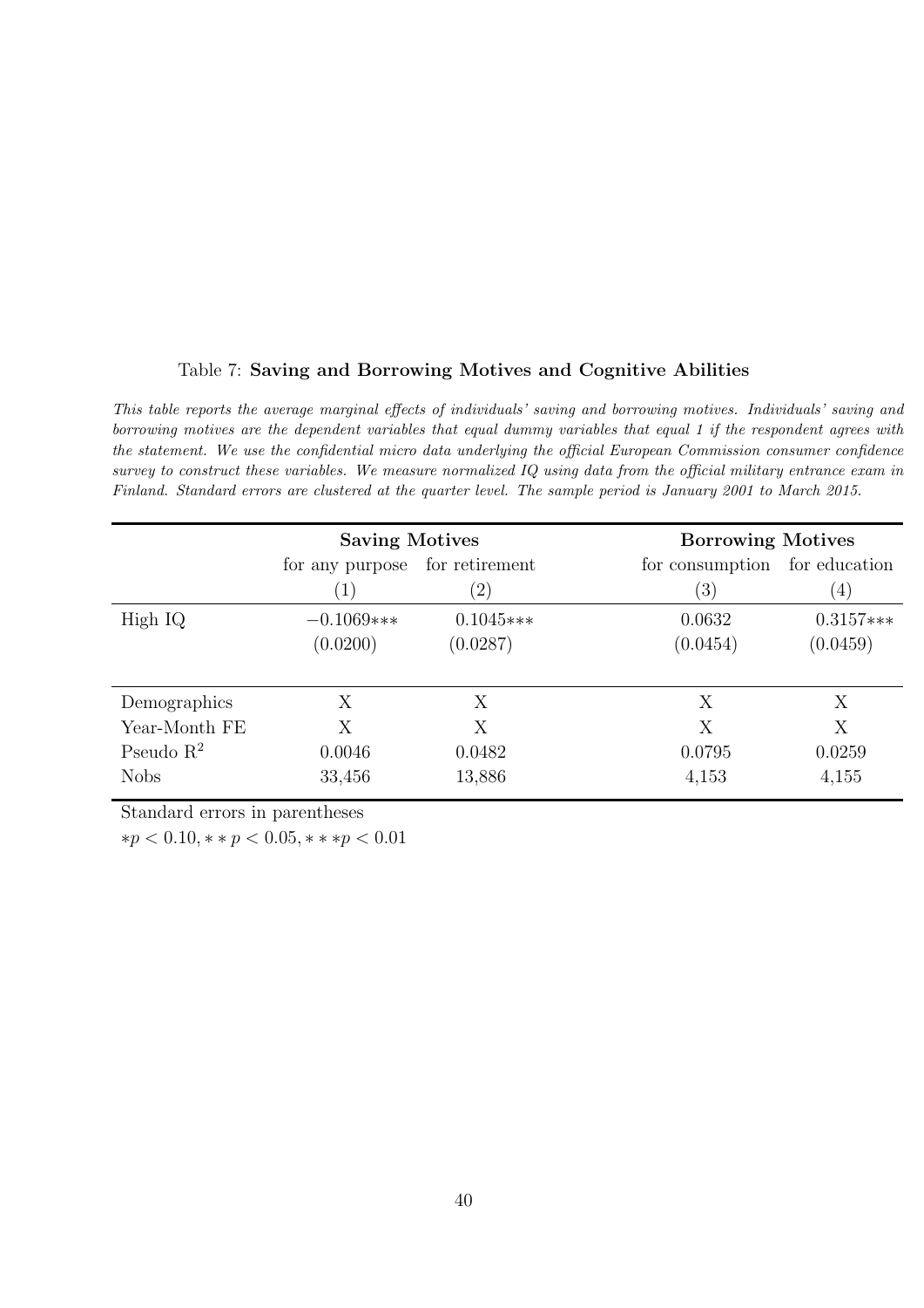Table 7: **Saving and Borrowing Motives and Cognitive Abilities**

*This table reports the average marginal effects of individuals' saving and borrowing motives. Individuals' saving and borrowing motives are the dependent variables that equal dummy variables that equal 1 if the respondent agrees with the statement. We use the confidential micro data underlying the official European Commission consumer confidence survey to construct these variables. We measure normalized IQ using data from the official military entrance exam in Finland. Standard errors are clustered at the quarter level. The sample period is January 2001 to March 2015.*

| | **Saving Motives** | | **Borrowing Motives** | |
|---|---|---|---|---|
| | for any purpose | for retirement | for consumption | for education |
| | (1) | (2) | (3) | (4) |
| High IQ | −0.1069*** | 0.1045*** | 0.0632 | 0.3157*** |
| | (0.0200) | (0.0287) | (0.0454) | (0.0459) |
| Demographics | X | X | X | X |
| Year-Month FE | X | X | X | X |
| Pseudo $R^2$ | 0.0046 | 0.0482 | 0.0795 | 0.0259 |
| Nobs | 33,456 | 13,886 | 4,153 | 4,155 |

Standard errors in parentheses

$*p < 0.10, **p < 0.05, ***p < 0.01$